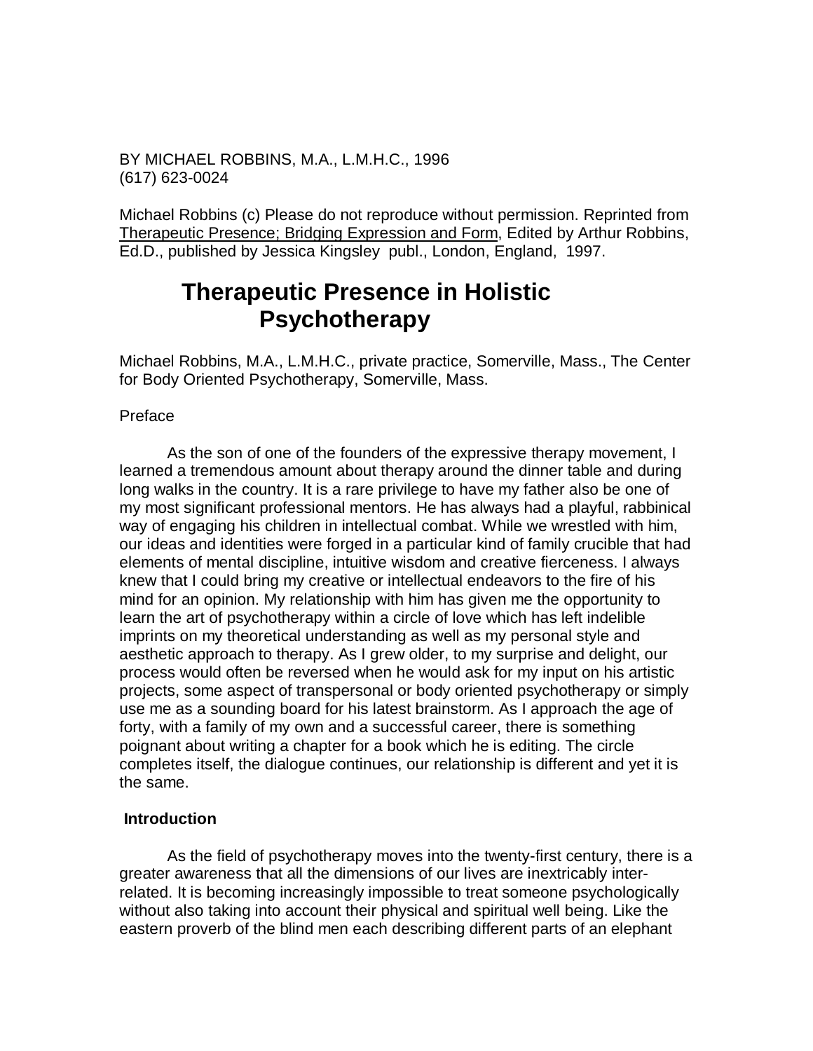BY MICHAEL ROBBINS, M.A., L.M.H.C., 1996
(617) 623-0024

Michael Robbins (c) Please do not reproduce without permission. Reprinted from Therapeutic Presence; Bridging Expression and Form, Edited by Arthur Robbins, Ed.D., published by Jessica Kingsley publ., London, England, 1997.

# Therapeutic Presence in Holistic Psychotherapy

Michael Robbins, M.A., L.M.H.C., private practice, Somerville, Mass., The Center for Body Oriented Psychotherapy, Somerville, Mass.

Preface

As the son of one of the founders of the expressive therapy movement, I learned a tremendous amount about therapy around the dinner table and during long walks in the country. It is a rare privilege to have my father also be one of my most significant professional mentors. He has always had a playful, rabbinical way of engaging his children in intellectual combat. While we wrestled with him, our ideas and identities were forged in a particular kind of family crucible that had elements of mental discipline, intuitive wisdom and creative fierceness. I always knew that I could bring my creative or intellectual endeavors to the fire of his mind for an opinion. My relationship with him has given me the opportunity to learn the art of psychotherapy within a circle of love which has left indelible imprints on my theoretical understanding as well as my personal style and aesthetic approach to therapy. As I grew older, to my surprise and delight, our process would often be reversed when he would ask for my input on his artistic projects, some aspect of transpersonal or body oriented psychotherapy or simply use me as a sounding board for his latest brainstorm. As I approach the age of forty, with a family of my own and a successful career, there is something poignant about writing a chapter for a book which he is editing. The circle completes itself, the dialogue continues, our relationship is different and yet it is the same.

## Introduction

As the field of psychotherapy moves into the twenty-first century, there is a greater awareness that all the dimensions of our lives are inextricably inter-related. It is becoming increasingly impossible to treat someone psychologically without also taking into account their physical and spiritual well being. Like the eastern proverb of the blind men each describing different parts of an elephant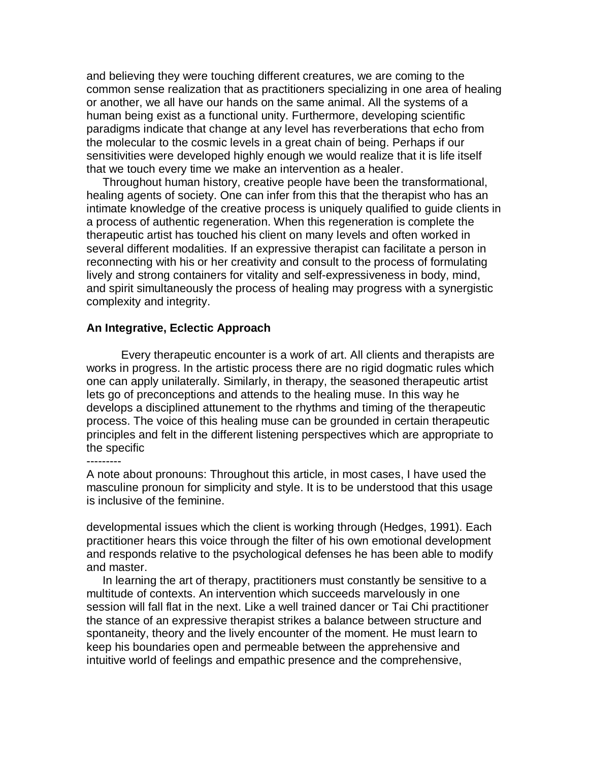and believing they were touching different creatures, we are coming to the common sense realization that as practitioners specializing in one area of healing or another, we all have our hands on the same animal. All the systems of a human being exist as a functional unity. Furthermore, developing scientific paradigms indicate that change at any level has reverberations that echo from the molecular to the cosmic levels in a great chain of being. Perhaps if our sensitivities were developed highly enough we would realize that it is life itself that we touch every time we make an intervention as a healer.

Throughout human history, creative people have been the transformational, healing agents of society. One can infer from this that the therapist who has an intimate knowledge of the creative process is uniquely qualified to guide clients in a process of authentic regeneration. When this regeneration is complete the therapeutic artist has touched his client on many levels and often worked in several different modalities. If an expressive therapist can facilitate a person in reconnecting with his or her creativity and consult to the process of formulating lively and strong containers for vitality and self-expressiveness in body, mind, and spirit simultaneously the process of healing may progress with a synergistic complexity and integrity.

**An Integrative, Eclectic Approach**

Every therapeutic encounter is a work of art. All clients and therapists are works in progress. In the artistic process there are no rigid dogmatic rules which one can apply unilaterally. Similarly, in therapy, the seasoned therapeutic artist lets go of preconceptions and attends to the healing muse. In this way he develops a disciplined attunement to the rhythms and timing of the therapeutic process. The voice of this healing muse can be grounded in certain therapeutic principles and felt in the different listening perspectives which are appropriate to the specific developmental issues which the client is working through (Hedges, 1991). Each practitioner hears this voice through the filter of his own emotional development and responds relative to the psychological defenses he has been able to modify and master.

In learning the art of therapy, practitioners must constantly be sensitive to a multitude of contexts. An intervention which succeeds marvelously in one session will fall flat in the next. Like a well trained dancer or Tai Chi practitioner the stance of an expressive therapist strikes a balance between structure and spontaneity, theory and the lively encounter of the moment. He must learn to keep his boundaries open and permeable between the apprehensive and intuitive world of feelings and empathic presence and the comprehensive,

---------

A note about pronouns: Throughout this article, in most cases, I have used the masculine pronoun for simplicity and style. It is to be understood that this usage is inclusive of the feminine.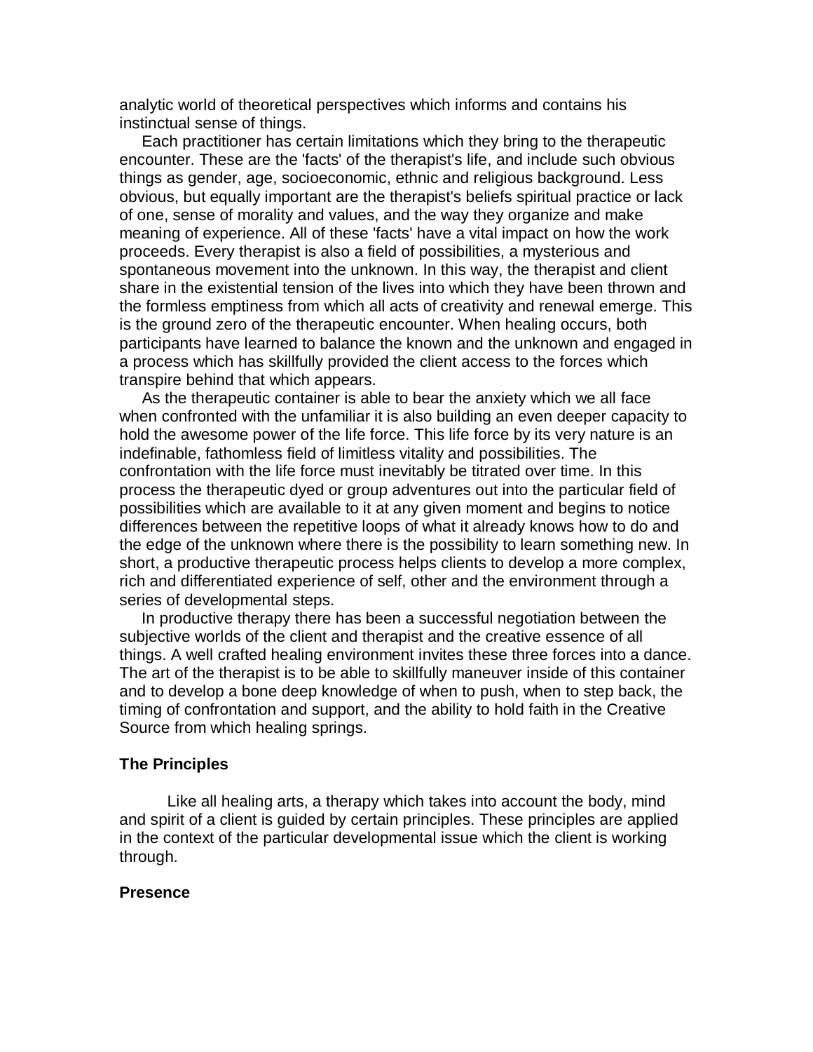analytic world of theoretical perspectives which informs and contains his instinctual sense of things.

Each practitioner has certain limitations which they bring to the therapeutic encounter. These are the 'facts' of the therapist's life, and include such obvious things as gender, age, socioeconomic, ethnic and religious background. Less obvious, but equally important are the therapist's beliefs spiritual practice or lack of one, sense of morality and values, and the way they organize and make meaning of experience. All of these 'facts' have a vital impact on how the work proceeds. Every therapist is also a field of possibilities, a mysterious and spontaneous movement into the unknown. In this way, the therapist and client share in the existential tension of the lives into which they have been thrown and the formless emptiness from which all acts of creativity and renewal emerge. This is the ground zero of the therapeutic encounter. When healing occurs, both participants have learned to balance the known and the unknown and engaged in a process which has skillfully provided the client access to the forces which transpire behind that which appears.

As the therapeutic container is able to bear the anxiety which we all face when confronted with the unfamiliar it is also building an even deeper capacity to hold the awesome power of the life force. This life force by its very nature is an indefinable, fathomless field of limitless vitality and possibilities. The confrontation with the life force must inevitably be titrated over time. In this process the therapeutic dyed or group adventures out into the particular field of possibilities which are available to it at any given moment and begins to notice differences between the repetitive loops of what it already knows how to do and the edge of the unknown where there is the possibility to learn something new. In short, a productive therapeutic process helps clients to develop a more complex, rich and differentiated experience of self, other and the environment through a series of developmental steps.

In productive therapy there has been a successful negotiation between the subjective worlds of the client and therapist and the creative essence of all things. A well crafted healing environment invites these three forces into a dance. The art of the therapist is to be able to skillfully maneuver inside of this container and to develop a bone deep knowledge of when to push, when to step back, the timing of confrontation and support, and the ability to hold faith in the Creative Source from which healing springs.

**The Principles**

Like all healing arts, a therapy which takes into account the body, mind and spirit of a client is guided by certain principles. These principles are applied in the context of the particular developmental issue which the client is working through.

**Presence**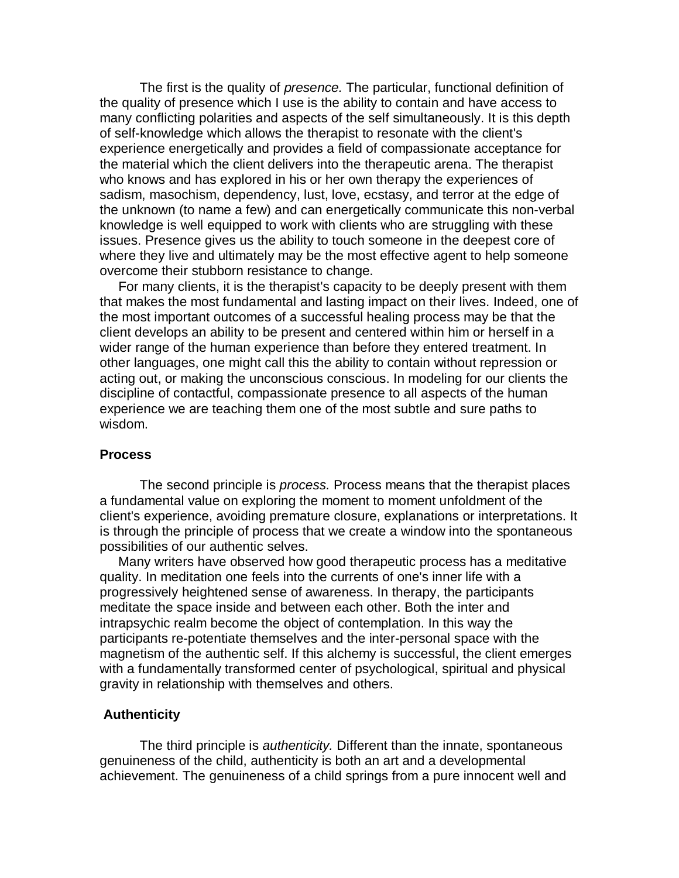The first is the quality of *presence.* The particular, functional definition of the quality of presence which I use is the ability to contain and have access to many conflicting polarities and aspects of the self simultaneously. It is this depth of self-knowledge which allows the therapist to resonate with the client's experience energetically and provides a field of compassionate acceptance for the material which the client delivers into the therapeutic arena. The therapist who knows and has explored in his or her own therapy the experiences of sadism, masochism, dependency, lust, love, ecstasy, and terror at the edge of the unknown (to name a few) and can energetically communicate this non-verbal knowledge is well equipped to work with clients who are struggling with these issues. Presence gives us the ability to touch someone in the deepest core of where they live and ultimately may be the most effective agent to help someone overcome their stubborn resistance to change.

For many clients, it is the therapist's capacity to be deeply present with them that makes the most fundamental and lasting impact on their lives. Indeed, one of the most important outcomes of a successful healing process may be that the client develops an ability to be present and centered within him or herself in a wider range of the human experience than before they entered treatment. In other languages, one might call this the ability to contain without repression or acting out, or making the unconscious conscious. In modeling for our clients the discipline of contactful, compassionate presence to all aspects of the human experience we are teaching them one of the most subtle and sure paths to wisdom.

**Process**

The second principle is *process.* Process means that the therapist places a fundamental value on exploring the moment to moment unfoldment of the client's experience, avoiding premature closure, explanations or interpretations. It is through the principle of process that we create a window into the spontaneous possibilities of our authentic selves.

Many writers have observed how good therapeutic process has a meditative quality. In meditation one feels into the currents of one's inner life with a progressively heightened sense of awareness. In therapy, the participants meditate the space inside and between each other. Both the inter and intrapsychic realm become the object of contemplation. In this way the participants re-potentiate themselves and the inter-personal space with the magnetism of the authentic self. If this alchemy is successful, the client emerges with a fundamentally transformed center of psychological, spiritual and physical gravity in relationship with themselves and others.

**Authenticity**

The third principle is *authenticity.* Different than the innate, spontaneous genuineness of the child, authenticity is both an art and a developmental achievement. The genuineness of a child springs from a pure innocent well and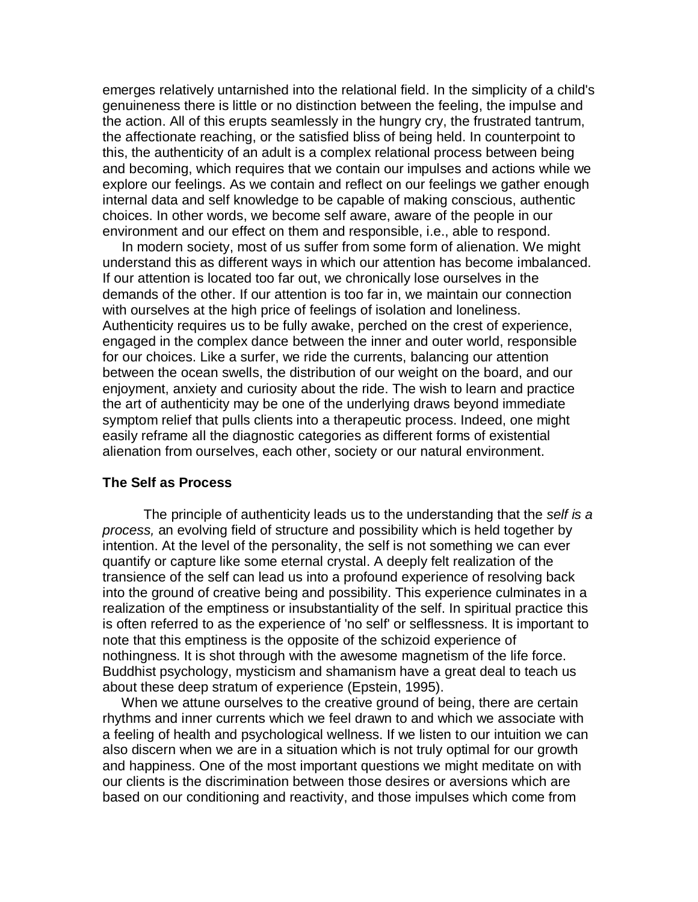emerges relatively untarnished into the relational field. In the simplicity of a child's genuineness there is little or no distinction between the feeling, the impulse and the action. All of this erupts seamlessly in the hungry cry, the frustrated tantrum, the affectionate reaching, or the satisfied bliss of being held. In counterpoint to this, the authenticity of an adult is a complex relational process between being and becoming, which requires that we contain our impulses and actions while we explore our feelings. As we contain and reflect on our feelings we gather enough internal data and self knowledge to be capable of making conscious, authentic choices. In other words, we become self aware, aware of the people in our environment and our effect on them and responsible, i.e., able to respond.

In modern society, most of us suffer from some form of alienation. We might understand this as different ways in which our attention has become imbalanced. If our attention is located too far out, we chronically lose ourselves in the demands of the other. If our attention is too far in, we maintain our connection with ourselves at the high price of feelings of isolation and loneliness. Authenticity requires us to be fully awake, perched on the crest of experience, engaged in the complex dance between the inner and outer world, responsible for our choices. Like a surfer, we ride the currents, balancing our attention between the ocean swells, the distribution of our weight on the board, and our enjoyment, anxiety and curiosity about the ride. The wish to learn and practice the art of authenticity may be one of the underlying draws beyond immediate symptom relief that pulls clients into a therapeutic process. Indeed, one might easily reframe all the diagnostic categories as different forms of existential alienation from ourselves, each other, society or our natural environment.

### The Self as Process

The principle of authenticity leads us to the understanding that the *self is a process,* an evolving field of structure and possibility which is held together by intention. At the level of the personality, the self is not something we can ever quantify or capture like some eternal crystal. A deeply felt realization of the transience of the self can lead us into a profound experience of resolving back into the ground of creative being and possibility. This experience culminates in a realization of the emptiness or insubstantiality of the self. In spiritual practice this is often referred to as the experience of 'no self' or selflessness. It is important to note that this emptiness is the opposite of the schizoid experience of nothingness. It is shot through with the awesome magnetism of the life force. Buddhist psychology, mysticism and shamanism have a great deal to teach us about these deep stratum of experience (Epstein, 1995).

When we attune ourselves to the creative ground of being, there are certain rhythms and inner currents which we feel drawn to and which we associate with a feeling of health and psychological wellness. If we listen to our intuition we can also discern when we are in a situation which is not truly optimal for our growth and happiness. One of the most important questions we might meditate on with our clients is the discrimination between those desires or aversions which are based on our conditioning and reactivity, and those impulses which come from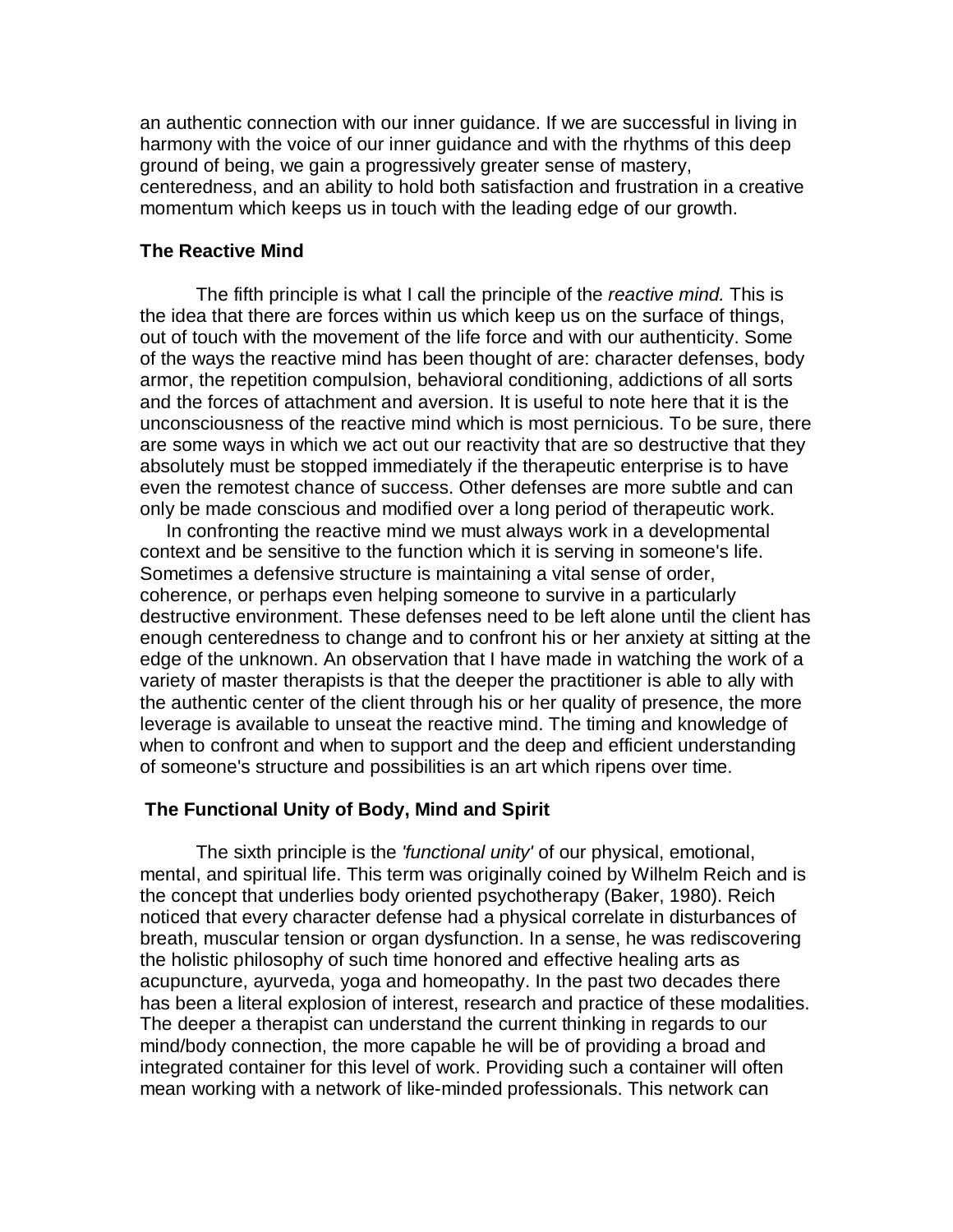an authentic connection with our inner guidance. If we are successful in living in harmony with the voice of our inner guidance and with the rhythms of this deep ground of being, we gain a progressively greater sense of mastery, centeredness, and an ability to hold both satisfaction and frustration in a creative momentum which keeps us in touch with the leading edge of our growth.

### The Reactive Mind

The fifth principle is what I call the principle of the *reactive mind.* This is the idea that there are forces within us which keep us on the surface of things, out of touch with the movement of the life force and with our authenticity. Some of the ways the reactive mind has been thought of are: character defenses, body armor, the repetition compulsion, behavioral conditioning, addictions of all sorts and the forces of attachment and aversion. It is useful to note here that it is the unconsciousness of the reactive mind which is most pernicious. To be sure, there are some ways in which we act out our reactivity that are so destructive that they absolutely must be stopped immediately if the therapeutic enterprise is to have even the remotest chance of success. Other defenses are more subtle and can only be made conscious and modified over a long period of therapeutic work.

In confronting the reactive mind we must always work in a developmental context and be sensitive to the function which it is serving in someone's life. Sometimes a defensive structure is maintaining a vital sense of order, coherence, or perhaps even helping someone to survive in a particularly destructive environment. These defenses need to be left alone until the client has enough centeredness to change and to confront his or her anxiety at sitting at the edge of the unknown. An observation that I have made in watching the work of a variety of master therapists is that the deeper the practitioner is able to ally with the authentic center of the client through his or her quality of presence, the more leverage is available to unseat the reactive mind. The timing and knowledge of when to confront and when to support and the deep and efficient understanding of someone's structure and possibilities is an art which ripens over time.

### The Functional Unity of Body, Mind and Spirit

The sixth principle is the *'functional unity'* of our physical, emotional, mental, and spiritual life. This term was originally coined by Wilhelm Reich and is the concept that underlies body oriented psychotherapy (Baker, 1980). Reich noticed that every character defense had a physical correlate in disturbances of breath, muscular tension or organ dysfunction. In a sense, he was rediscovering the holistic philosophy of such time honored and effective healing arts as acupuncture, ayurveda, yoga and homeopathy. In the past two decades there has been a literal explosion of interest, research and practice of these modalities. The deeper a therapist can understand the current thinking in regards to our mind/body connection, the more capable he will be of providing a broad and integrated container for this level of work. Providing such a container will often mean working with a network of like-minded professionals. This network can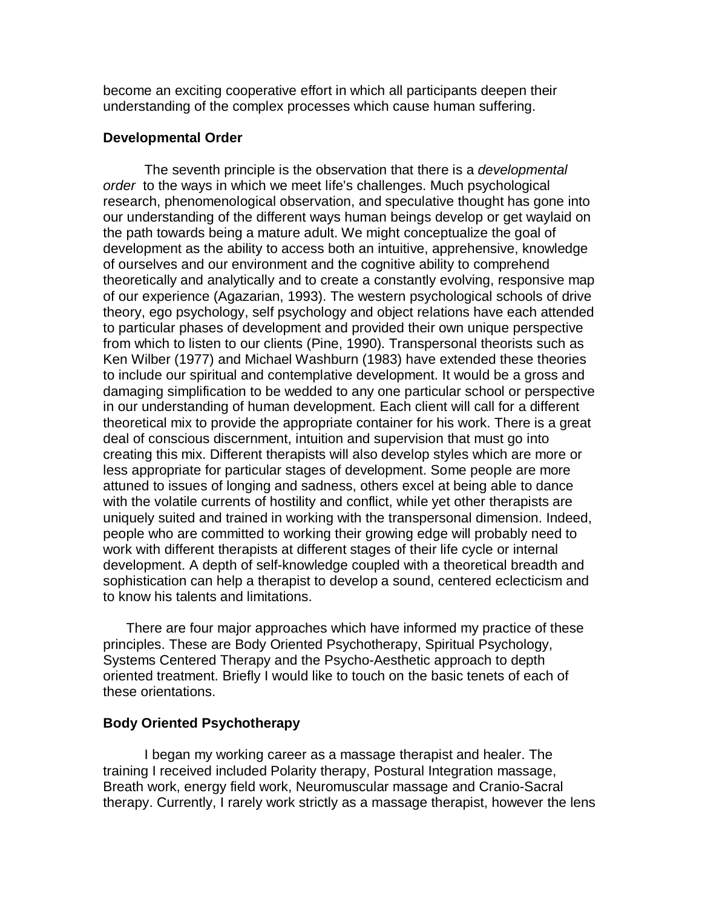become an exciting cooperative effort in which all participants deepen their understanding of the complex processes which cause human suffering.

**Developmental Order**

The seventh principle is the observation that there is a *developmental order* to the ways in which we meet life's challenges. Much psychological research, phenomenological observation, and speculative thought has gone into our understanding of the different ways human beings develop or get waylaid on the path towards being a mature adult. We might conceptualize the goal of development as the ability to access both an intuitive, apprehensive, knowledge of ourselves and our environment and the cognitive ability to comprehend theoretically and analytically and to create a constantly evolving, responsive map of our experience (Agazarian, 1993). The western psychological schools of drive theory, ego psychology, self psychology and object relations have each attended to particular phases of development and provided their own unique perspective from which to listen to our clients (Pine, 1990). Transpersonal theorists such as Ken Wilber (1977) and Michael Washburn (1983) have extended these theories to include our spiritual and contemplative development. It would be a gross and damaging simplification to be wedded to any one particular school or perspective in our understanding of human development. Each client will call for a different theoretical mix to provide the appropriate container for his work. There is a great deal of conscious discernment, intuition and supervision that must go into creating this mix. Different therapists will also develop styles which are more or less appropriate for particular stages of development. Some people are more attuned to issues of longing and sadness, others excel at being able to dance with the volatile currents of hostility and conflict, while yet other therapists are uniquely suited and trained in working with the transpersonal dimension. Indeed, people who are committed to working their growing edge will probably need to work with different therapists at different stages of their life cycle or internal development. A depth of self-knowledge coupled with a theoretical breadth and sophistication can help a therapist to develop a sound, centered eclecticism and to know his talents and limitations.

There are four major approaches which have informed my practice of these principles. These are Body Oriented Psychotherapy, Spiritual Psychology, Systems Centered Therapy and the Psycho-Aesthetic approach to depth oriented treatment. Briefly I would like to touch on the basic tenets of each of these orientations.

**Body Oriented Psychotherapy**

I began my working career as a massage therapist and healer. The training I received included Polarity therapy, Postural Integration massage, Breath work, energy field work, Neuromuscular massage and Cranio-Sacral therapy. Currently, I rarely work strictly as a massage therapist, however the lens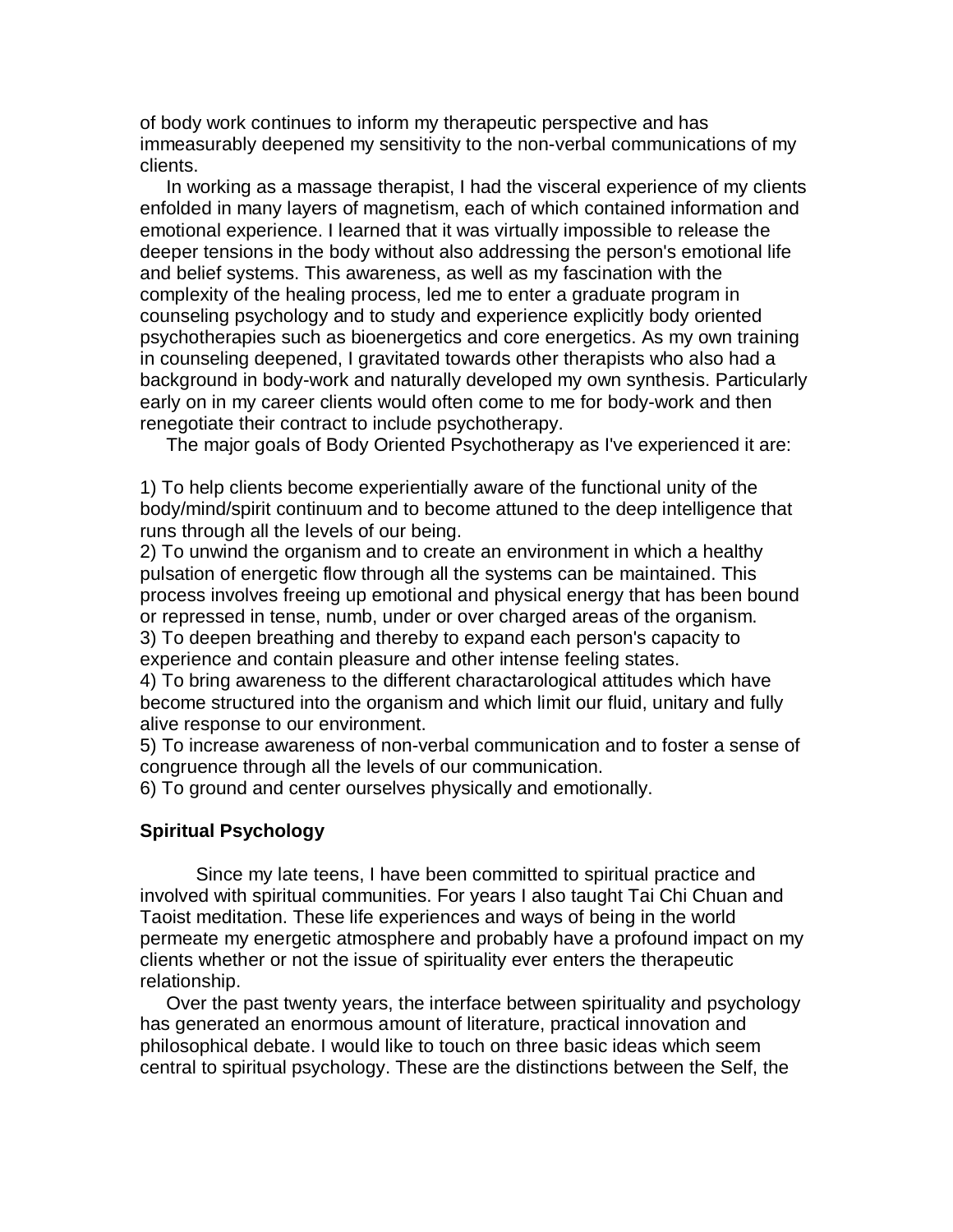of body work continues to inform my therapeutic perspective and has immeasurably deepened my sensitivity to the non-verbal communications of my clients.

In working as a massage therapist, I had the visceral experience of my clients enfolded in many layers of magnetism, each of which contained information and emotional experience. I learned that it was virtually impossible to release the deeper tensions in the body without also addressing the person's emotional life and belief systems. This awareness, as well as my fascination with the complexity of the healing process, led me to enter a graduate program in counseling psychology and to study and experience explicitly body oriented psychotherapies such as bioenergetics and core energetics. As my own training in counseling deepened, I gravitated towards other therapists who also had a background in body-work and naturally developed my own synthesis. Particularly early on in my career clients would often come to me for body-work and then renegotiate their contract to include psychotherapy.

The major goals of Body Oriented Psychotherapy as I've experienced it are:

1) To help clients become experientially aware of the functional unity of the body/mind/spirit continuum and to become attuned to the deep intelligence that runs through all the levels of our being.
2) To unwind the organism and to create an environment in which a healthy pulsation of energetic flow through all the systems can be maintained. This process involves freeing up emotional and physical energy that has been bound or repressed in tense, numb, under or over charged areas of the organism.
3) To deepen breathing and thereby to expand each person's capacity to experience and contain pleasure and other intense feeling states.
4) To bring awareness to the different charactarological attitudes which have become structured into the organism and which limit our fluid, unitary and fully alive response to our environment.
5) To increase awareness of non-verbal communication and to foster a sense of congruence through all the levels of our communication.
6) To ground and center ourselves physically and emotionally.

**Spiritual Psychology**

Since my late teens, I have been committed to spiritual practice and involved with spiritual communities. For years I also taught Tai Chi Chuan and Taoist meditation. These life experiences and ways of being in the world permeate my energetic atmosphere and probably have a profound impact on my clients whether or not the issue of spirituality ever enters the therapeutic relationship.

Over the past twenty years, the interface between spirituality and psychology has generated an enormous amount of literature, practical innovation and philosophical debate. I would like to touch on three basic ideas which seem central to spiritual psychology. These are the distinctions between the Self, the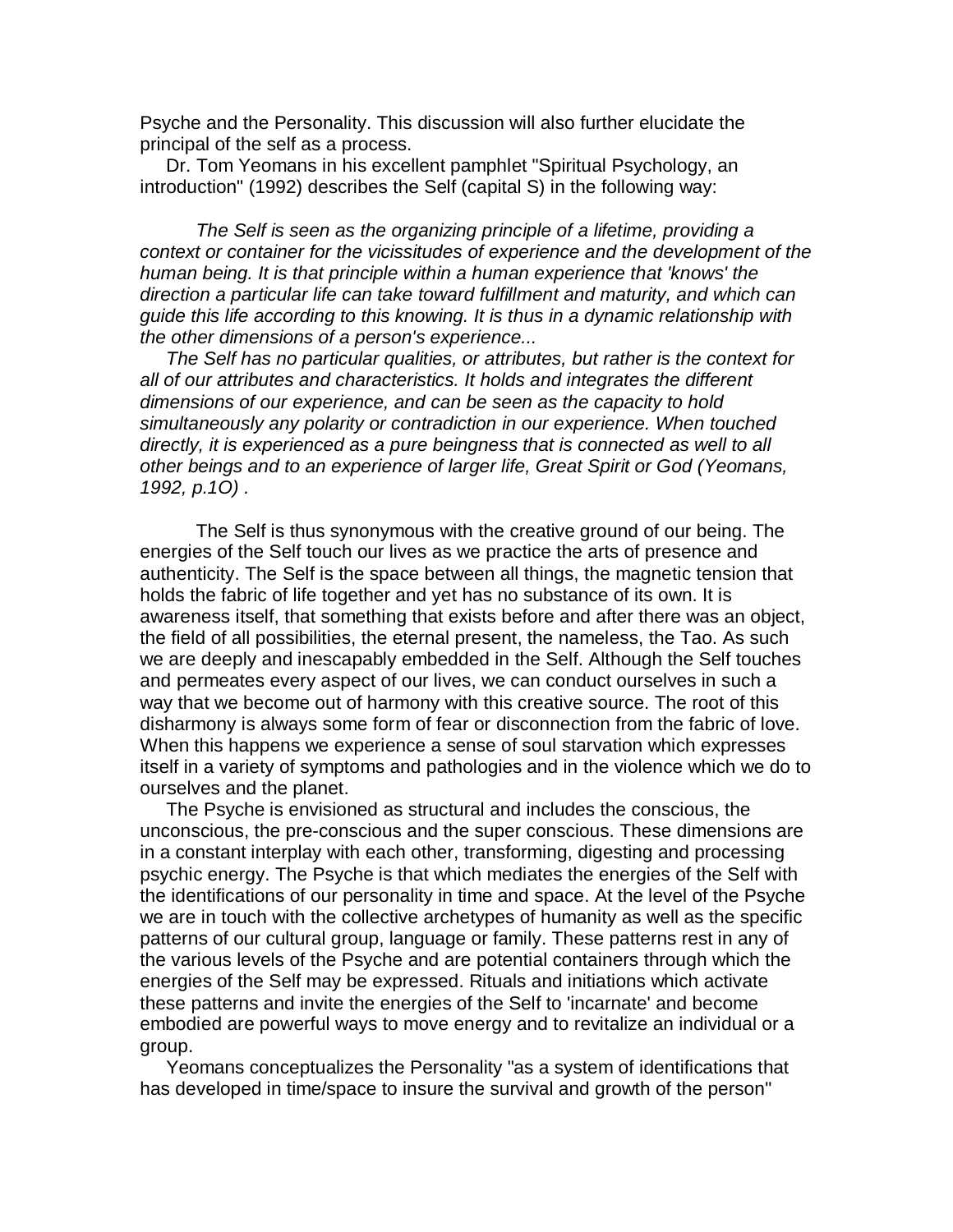Psyche and the Personality. This discussion will also further elucidate the principal of the self as a process.

Dr. Tom Yeomans in his excellent pamphlet "Spiritual Psychology, an introduction" (1992) describes the Self (capital S) in the following way:

> *The Self is seen as the organizing principle of a lifetime, providing a context or container for the vicissitudes of experience and the development of the human being. It is that principle within a human experience that 'knows' the direction a particular life can take toward fulfillment and maturity, and which can guide this life according to this knowing. It is thus in a dynamic relationship with the other dimensions of a person's experience...*
>
> *The Self has no particular qualities, or attributes, but rather is the context for all of our attributes and characteristics. It holds and integrates the different dimensions of our experience, and can be seen as the capacity to hold simultaneously any polarity or contradiction in our experience. When touched directly, it is experienced as a pure beingness that is connected as well to all other beings and to an experience of larger life, Great Spirit or God (Yeomans, 1992, p.1O) .*

The Self is thus synonymous with the creative ground of our being. The energies of the Self touch our lives as we practice the arts of presence and authenticity. The Self is the space between all things, the magnetic tension that holds the fabric of life together and yet has no substance of its own. It is awareness itself, that something that exists before and after there was an object, the field of all possibilities, the eternal present, the nameless, the Tao. As such we are deeply and inescapably embedded in the Self. Although the Self touches and permeates every aspect of our lives, we can conduct ourselves in such a way that we become out of harmony with this creative source. The root of this disharmony is always some form of fear or disconnection from the fabric of love. When this happens we experience a sense of soul starvation which expresses itself in a variety of symptoms and pathologies and in the violence which we do to ourselves and the planet.

The Psyche is envisioned as structural and includes the conscious, the unconscious, the pre-conscious and the super conscious. These dimensions are in a constant interplay with each other, transforming, digesting and processing psychic energy. The Psyche is that which mediates the energies of the Self with the identifications of our personality in time and space. At the level of the Psyche we are in touch with the collective archetypes of humanity as well as the specific patterns of our cultural group, language or family. These patterns rest in any of the various levels of the Psyche and are potential containers through which the energies of the Self may be expressed. Rituals and initiations which activate these patterns and invite the energies of the Self to 'incarnate' and become embodied are powerful ways to move energy and to revitalize an individual or a group.

Yeomans conceptualizes the Personality "as a system of identifications that has developed in time/space to insure the survival and growth of the person"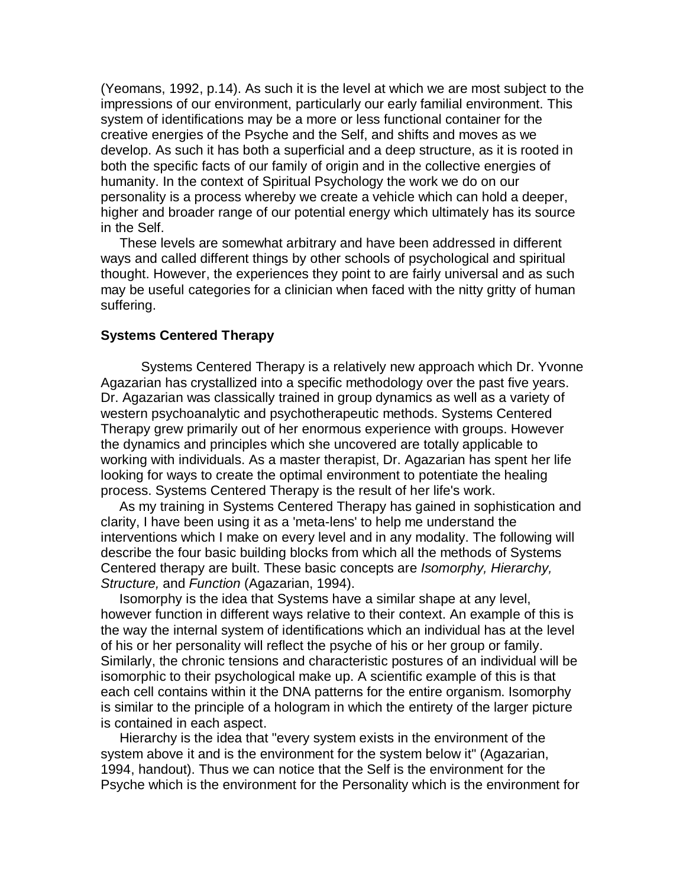(Yeomans, 1992, p.14). As such it is the level at which we are most subject to the impressions of our environment, particularly our early familial environment. This system of identifications may be a more or less functional container for the creative energies of the Psyche and the Self, and shifts and moves as we develop. As such it has both a superficial and a deep structure, as it is rooted in both the specific facts of our family of origin and in the collective energies of humanity. In the context of Spiritual Psychology the work we do on our personality is a process whereby we create a vehicle which can hold a deeper, higher and broader range of our potential energy which ultimately has its source in the Self.

These levels are somewhat arbitrary and have been addressed in different ways and called different things by other schools of psychological and spiritual thought. However, the experiences they point to are fairly universal and as such may be useful categories for a clinician when faced with the nitty gritty of human suffering.

### Systems Centered Therapy

Systems Centered Therapy is a relatively new approach which Dr. Yvonne Agazarian has crystallized into a specific methodology over the past five years. Dr. Agazarian was classically trained in group dynamics as well as a variety of western psychoanalytic and psychotherapeutic methods. Systems Centered Therapy grew primarily out of her enormous experience with groups. However the dynamics and principles which she uncovered are totally applicable to working with individuals. As a master therapist, Dr. Agazarian has spent her life looking for ways to create the optimal environment to potentiate the healing process. Systems Centered Therapy is the result of her life's work.

As my training in Systems Centered Therapy has gained in sophistication and clarity, I have been using it as a 'meta-lens' to help me understand the interventions which I make on every level and in any modality. The following will describe the four basic building blocks from which all the methods of Systems Centered therapy are built. These basic concepts are *Isomorphy, Hierarchy, Structure,* and *Function* (Agazarian, 1994).

Isomorphy is the idea that Systems have a similar shape at any level, however function in different ways relative to their context. An example of this is the way the internal system of identifications which an individual has at the level of his or her personality will reflect the psyche of his or her group or family. Similarly, the chronic tensions and characteristic postures of an individual will be isomorphic to their psychological make up. A scientific example of this is that each cell contains within it the DNA patterns for the entire organism. Isomorphy is similar to the principle of a hologram in which the entirety of the larger picture is contained in each aspect.

Hierarchy is the idea that "every system exists in the environment of the system above it and is the environment for the system below it" (Agazarian, 1994, handout). Thus we can notice that the Self is the environment for the Psyche which is the environment for the Personality which is the environment for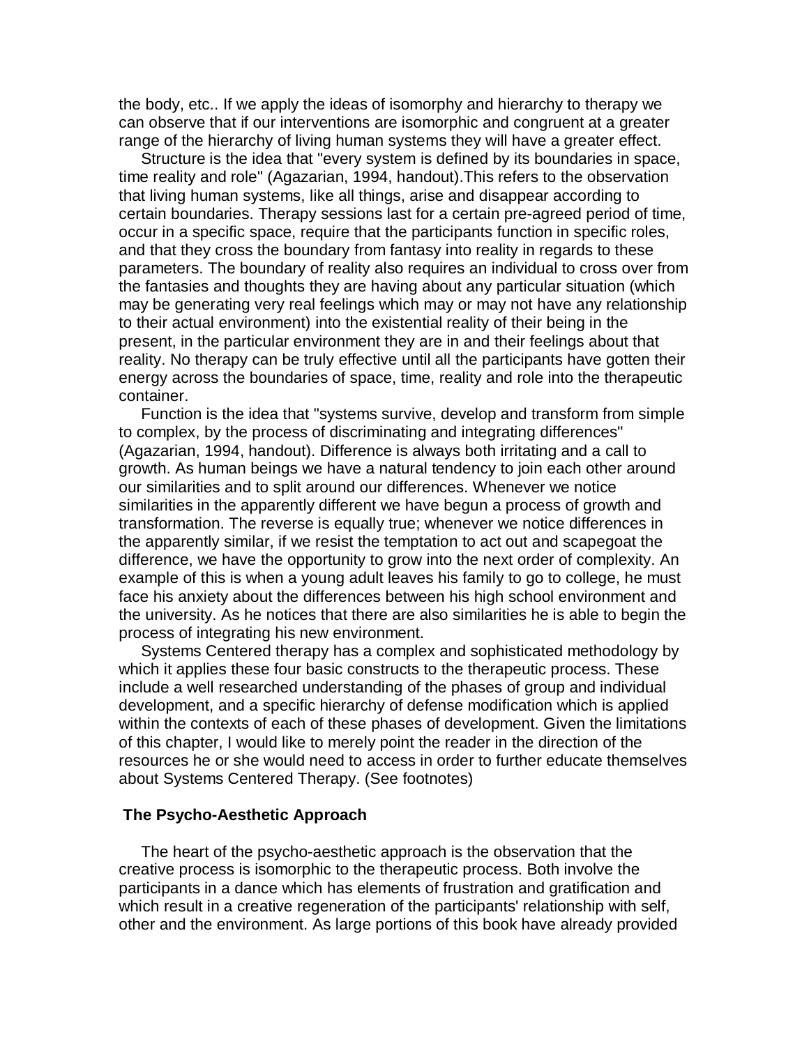the body, etc.. If we apply the ideas of isomorphy and hierarchy to therapy we can observe that if our interventions are isomorphic and congruent at a greater range of the hierarchy of living human systems they will have a greater effect.

Structure is the idea that "every system is defined by its boundaries in space, time reality and role" (Agazarian, 1994, handout).This refers to the observation that living human systems, like all things, arise and disappear according to certain boundaries. Therapy sessions last for a certain pre-agreed period of time, occur in a specific space, require that the participants function in specific roles, and that they cross the boundary from fantasy into reality in regards to these parameters. The boundary of reality also requires an individual to cross over from the fantasies and thoughts they are having about any particular situation (which may be generating very real feelings which may or may not have any relationship to their actual environment) into the existential reality of their being in the present, in the particular environment they are in and their feelings about that reality. No therapy can be truly effective until all the participants have gotten their energy across the boundaries of space, time, reality and role into the therapeutic container.

Function is the idea that "systems survive, develop and transform from simple to complex, by the process of discriminating and integrating differences" (Agazarian, 1994, handout). Difference is always both irritating and a call to growth. As human beings we have a natural tendency to join each other around our similarities and to split around our differences. Whenever we notice similarities in the apparently different we have begun a process of growth and transformation. The reverse is equally true; whenever we notice differences in the apparently similar, if we resist the temptation to act out and scapegoat the difference, we have the opportunity to grow into the next order of complexity. An example of this is when a young adult leaves his family to go to college, he must face his anxiety about the differences between his high school environment and the university. As he notices that there are also similarities he is able to begin the process of integrating his new environment.

Systems Centered therapy has a complex and sophisticated methodology by which it applies these four basic constructs to the therapeutic process. These include a well researched understanding of the phases of group and individual development, and a specific hierarchy of defense modification which is applied within the contexts of each of these phases of development. Given the limitations of this chapter, I would like to merely point the reader in the direction of the resources he or she would need to access in order to further educate themselves about Systems Centered Therapy. (See footnotes)

### The Psycho-Aesthetic Approach

The heart of the psycho-aesthetic approach is the observation that the creative process is isomorphic to the therapeutic process. Both involve the participants in a dance which has elements of frustration and gratification and which result in a creative regeneration of the participants' relationship with self, other and the environment. As large portions of this book have already provided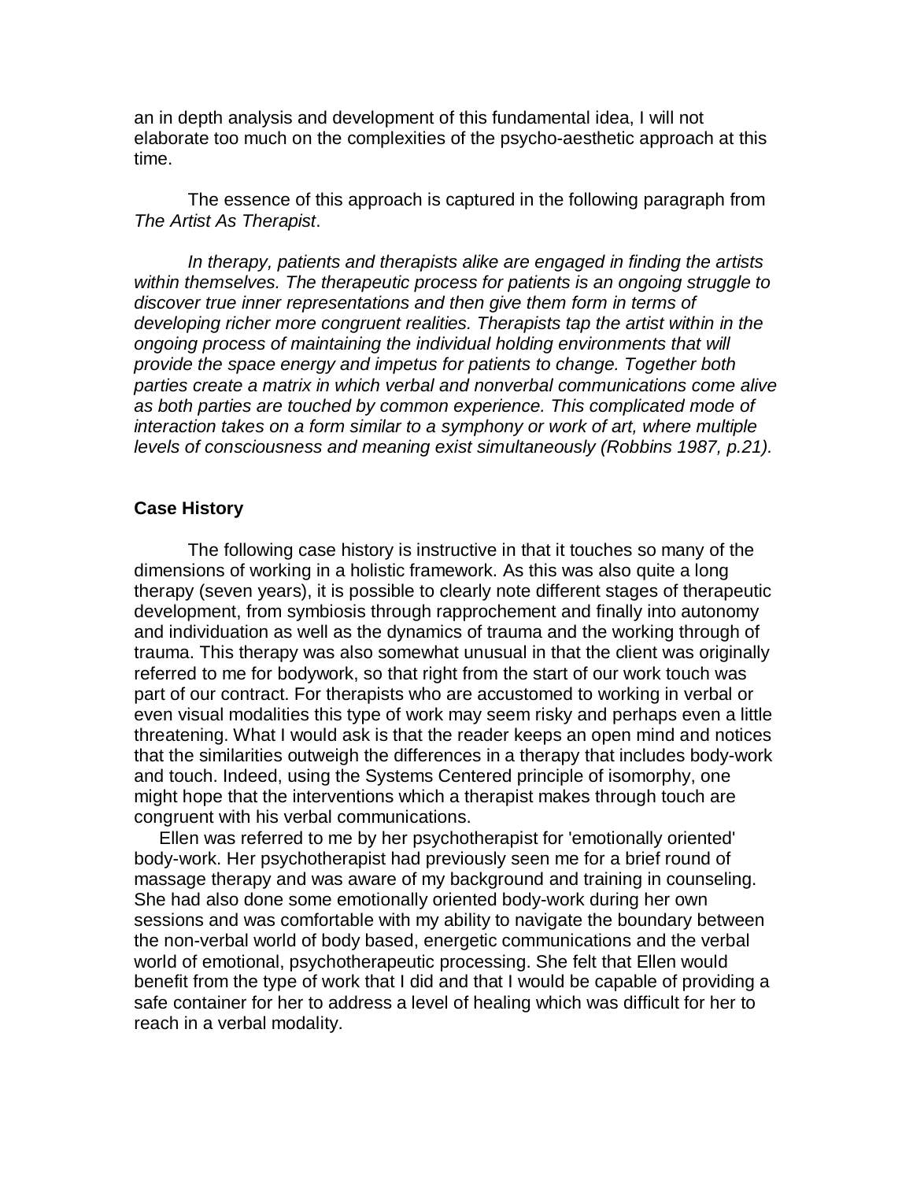an in depth analysis and development of this fundamental idea, I will not elaborate too much on the complexities of the psycho-aesthetic approach at this time.

The essence of this approach is captured in the following paragraph from *The Artist As Therapist*.

*In therapy, patients and therapists alike are engaged in finding the artists within themselves. The therapeutic process for patients is an ongoing struggle to discover true inner representations and then give them form in terms of developing richer more congruent realities. Therapists tap the artist within in the ongoing process of maintaining the individual holding environments that will provide the space energy and impetus for patients to change. Together both parties create a matrix in which verbal and nonverbal communications come alive as both parties are touched by common experience. This complicated mode of interaction takes on a form similar to a symphony or work of art, where multiple levels of consciousness and meaning exist simultaneously (Robbins 1987, p.21).*

**Case History**

The following case history is instructive in that it touches so many of the dimensions of working in a holistic framework. As this was also quite a long therapy (seven years), it is possible to clearly note different stages of therapeutic development, from symbiosis through rapprochement and finally into autonomy and individuation as well as the dynamics of trauma and the working through of trauma. This therapy was also somewhat unusual in that the client was originally referred to me for bodywork, so that right from the start of our work touch was part of our contract. For therapists who are accustomed to working in verbal or even visual modalities this type of work may seem risky and perhaps even a little threatening. What I would ask is that the reader keeps an open mind and notices that the similarities outweigh the differences in a therapy that includes body-work and touch. Indeed, using the Systems Centered principle of isomorphy, one might hope that the interventions which a therapist makes through touch are congruent with his verbal communications.

Ellen was referred to me by her psychotherapist for 'emotionally oriented' body-work. Her psychotherapist had previously seen me for a brief round of massage therapy and was aware of my background and training in counseling. She had also done some emotionally oriented body-work during her own sessions and was comfortable with my ability to navigate the boundary between the non-verbal world of body based, energetic communications and the verbal world of emotional, psychotherapeutic processing. She felt that Ellen would benefit from the type of work that I did and that I would be capable of providing a safe container for her to address a level of healing which was difficult for her to reach in a verbal modality.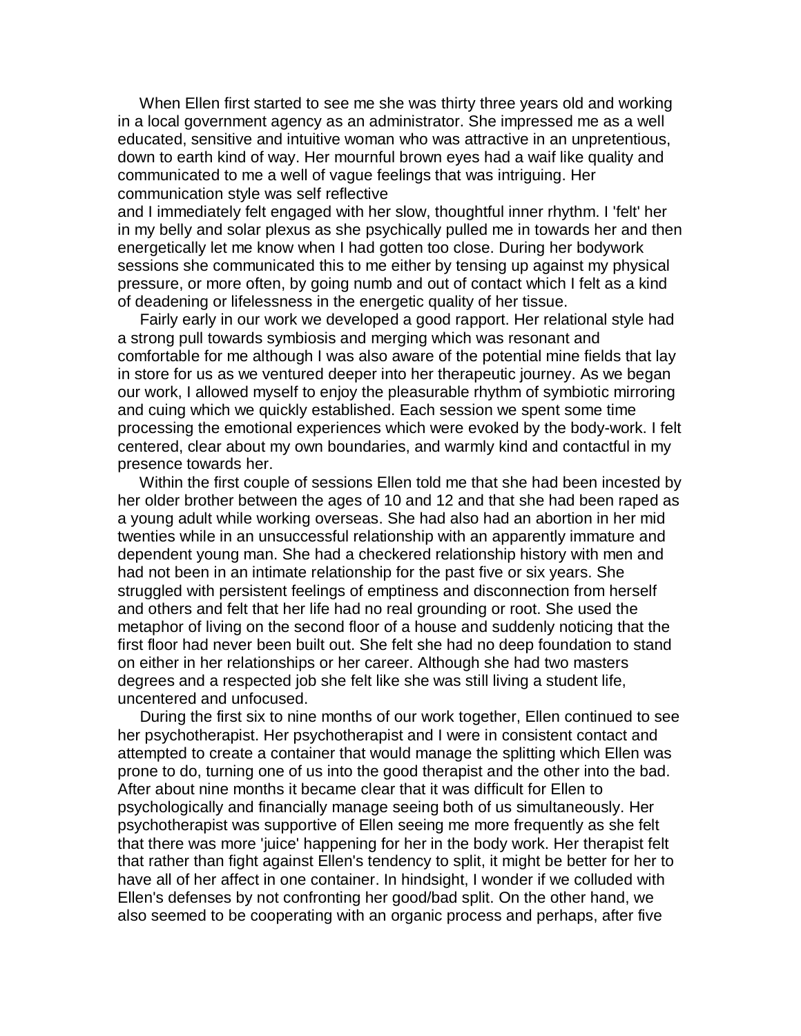When Ellen first started to see me she was thirty three years old and working in a local government agency as an administrator. She impressed me as a well educated, sensitive and intuitive woman who was attractive in an unpretentious, down to earth kind of way. Her mournful brown eyes had a waif like quality and communicated to me a well of vague feelings that was intriguing. Her communication style was self reflective and I immediately felt engaged with her slow, thoughtful inner rhythm. I 'felt' her in my belly and solar plexus as she psychically pulled me in towards her and then energetically let me know when I had gotten too close. During her bodywork sessions she communicated this to me either by tensing up against my physical pressure, or more often, by going numb and out of contact which I felt as a kind of deadening or lifelessness in the energetic quality of her tissue.

Fairly early in our work we developed a good rapport. Her relational style had a strong pull towards symbiosis and merging which was resonant and comfortable for me although I was also aware of the potential mine fields that lay in store for us as we ventured deeper into her therapeutic journey. As we began our work, I allowed myself to enjoy the pleasurable rhythm of symbiotic mirroring and cuing which we quickly established. Each session we spent some time processing the emotional experiences which were evoked by the body-work. I felt centered, clear about my own boundaries, and warmly kind and contactful in my presence towards her.

Within the first couple of sessions Ellen told me that she had been incested by her older brother between the ages of 10 and 12 and that she had been raped as a young adult while working overseas. She had also had an abortion in her mid twenties while in an unsuccessful relationship with an apparently immature and dependent young man. She had a checkered relationship history with men and had not been in an intimate relationship for the past five or six years. She struggled with persistent feelings of emptiness and disconnection from herself and others and felt that her life had no real grounding or root. She used the metaphor of living on the second floor of a house and suddenly noticing that the first floor had never been built out. She felt she had no deep foundation to stand on either in her relationships or her career. Although she had two masters degrees and a respected job she felt like she was still living a student life, uncentered and unfocused.

During the first six to nine months of our work together, Ellen continued to see her psychotherapist. Her psychotherapist and I were in consistent contact and attempted to create a container that would manage the splitting which Ellen was prone to do, turning one of us into the good therapist and the other into the bad. After about nine months it became clear that it was difficult for Ellen to psychologically and financially manage seeing both of us simultaneously. Her psychotherapist was supportive of Ellen seeing me more frequently as she felt that there was more 'juice' happening for her in the body work. Her therapist felt that rather than fight against Ellen's tendency to split, it might be better for her to have all of her affect in one container. In hindsight, I wonder if we colluded with Ellen's defenses by not confronting her good/bad split. On the other hand, we also seemed to be cooperating with an organic process and perhaps, after five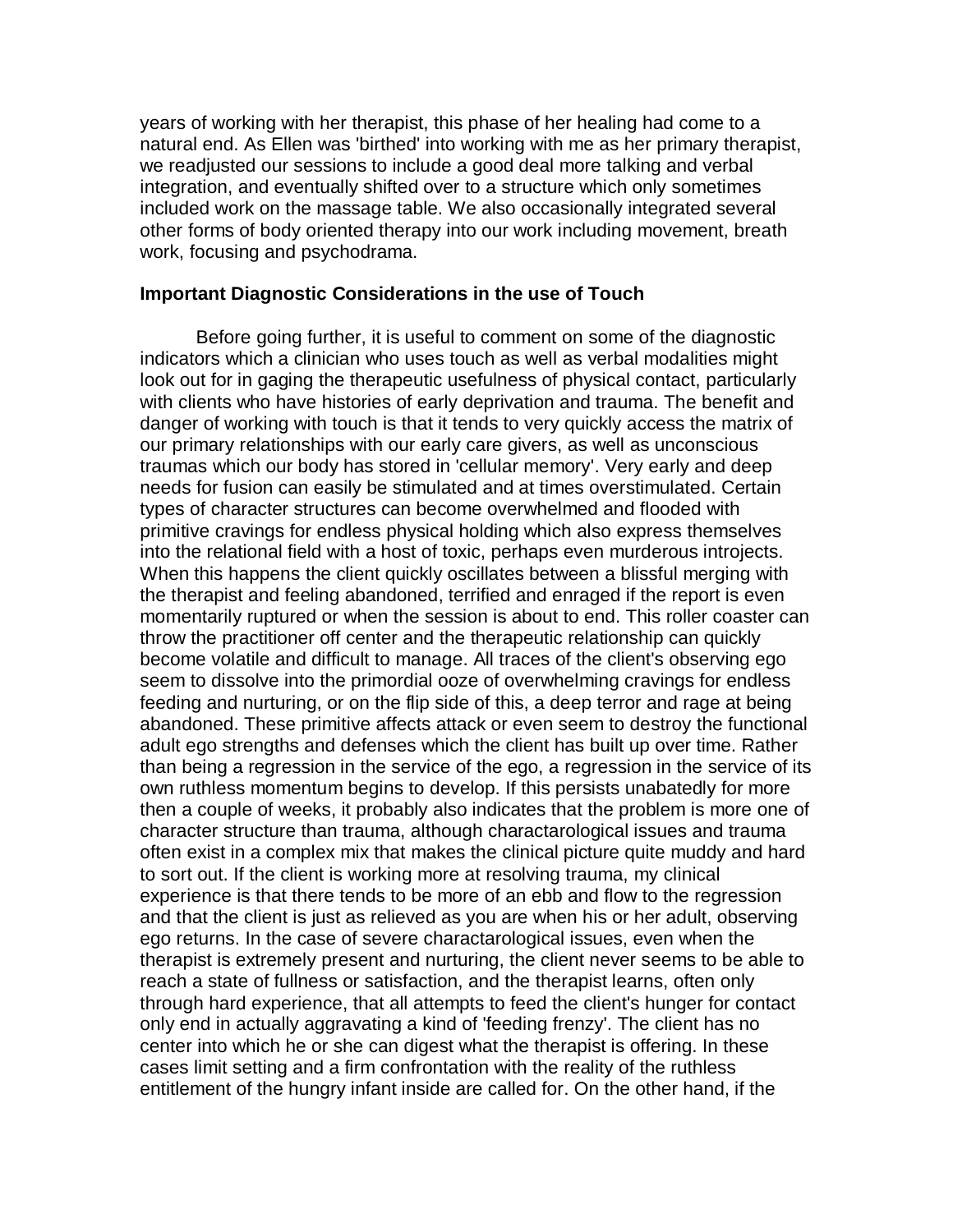years of working with her therapist, this phase of her healing had come to a natural end. As Ellen was 'birthed' into working with me as her primary therapist, we readjusted our sessions to include a good deal more talking and verbal integration, and eventually shifted over to a structure which only sometimes included work on the massage table. We also occasionally integrated several other forms of body oriented therapy into our work including movement, breath work, focusing and psychodrama.

### Important Diagnostic Considerations in the use of Touch

Before going further, it is useful to comment on some of the diagnostic indicators which a clinician who uses touch as well as verbal modalities might look out for in gaging the therapeutic usefulness of physical contact, particularly with clients who have histories of early deprivation and trauma. The benefit and danger of working with touch is that it tends to very quickly access the matrix of our primary relationships with our early care givers, as well as unconscious traumas which our body has stored in 'cellular memory'. Very early and deep needs for fusion can easily be stimulated and at times overstimulated. Certain types of character structures can become overwhelmed and flooded with primitive cravings for endless physical holding which also express themselves into the relational field with a host of toxic, perhaps even murderous introjects. When this happens the client quickly oscillates between a blissful merging with the therapist and feeling abandoned, terrified and enraged if the report is even momentarily ruptured or when the session is about to end. This roller coaster can throw the practitioner off center and the therapeutic relationship can quickly become volatile and difficult to manage. All traces of the client's observing ego seem to dissolve into the primordial ooze of overwhelming cravings for endless feeding and nurturing, or on the flip side of this, a deep terror and rage at being abandoned. These primitive affects attack or even seem to destroy the functional adult ego strengths and defenses which the client has built up over time. Rather than being a regression in the service of the ego, a regression in the service of its own ruthless momentum begins to develop. If this persists unabatedly for more then a couple of weeks, it probably also indicates that the problem is more one of character structure than trauma, although charactarological issues and trauma often exist in a complex mix that makes the clinical picture quite muddy and hard to sort out. If the client is working more at resolving trauma, my clinical experience is that there tends to be more of an ebb and flow to the regression and that the client is just as relieved as you are when his or her adult, observing ego returns. In the case of severe charactarological issues, even when the therapist is extremely present and nurturing, the client never seems to be able to reach a state of fullness or satisfaction, and the therapist learns, often only through hard experience, that all attempts to feed the client's hunger for contact only end in actually aggravating a kind of 'feeding frenzy'. The client has no center into which he or she can digest what the therapist is offering. In these cases limit setting and a firm confrontation with the reality of the ruthless entitlement of the hungry infant inside are called for. On the other hand, if the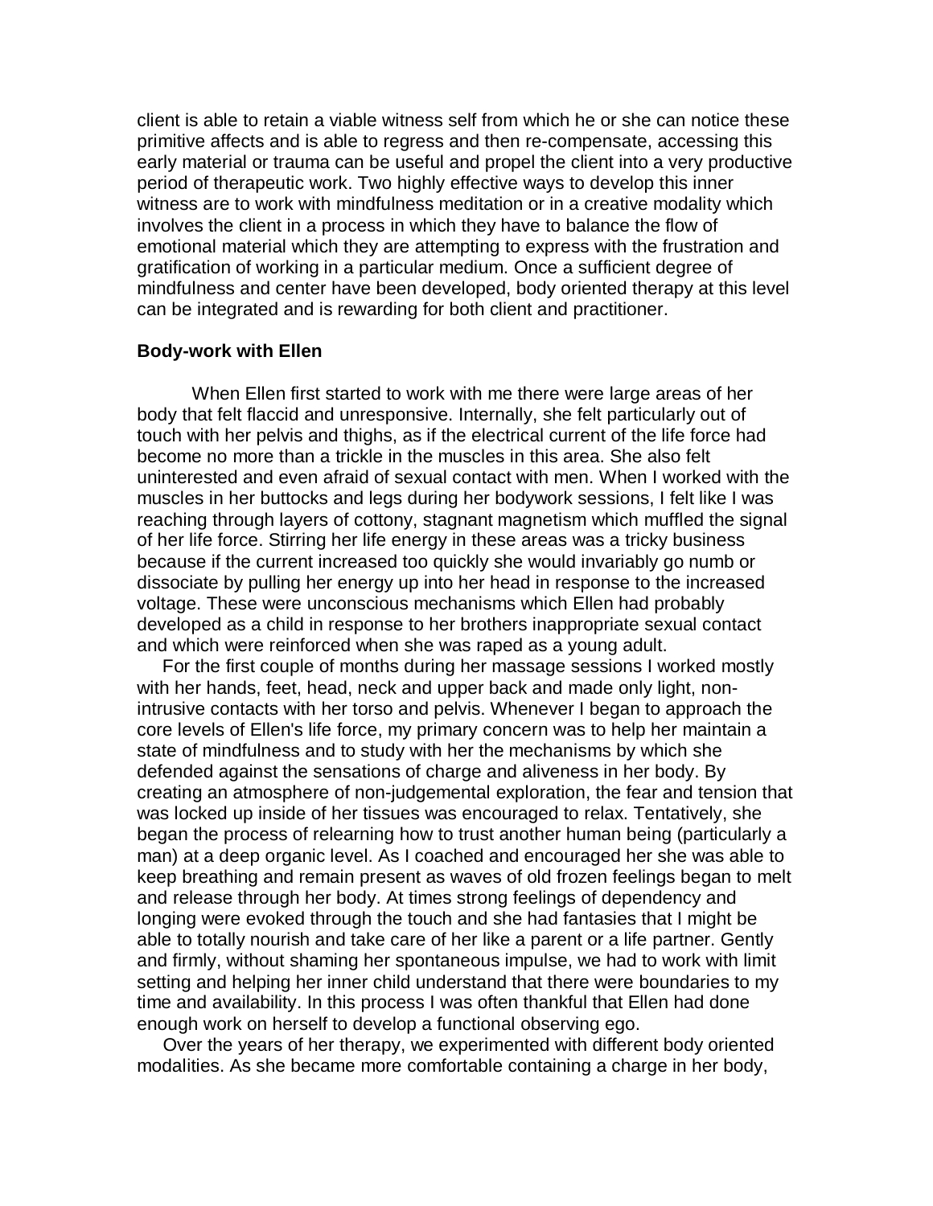client is able to retain a viable witness self from which he or she can notice these primitive affects and is able to regress and then re-compensate, accessing this early material or trauma can be useful and propel the client into a very productive period of therapeutic work. Two highly effective ways to develop this inner witness are to work with mindfulness meditation or in a creative modality which involves the client in a process in which they have to balance the flow of emotional material which they are attempting to express with the frustration and gratification of working in a particular medium. Once a sufficient degree of mindfulness and center have been developed, body oriented therapy at this level can be integrated and is rewarding for both client and practitioner.

**Body-work with Ellen**

When Ellen first started to work with me there were large areas of her body that felt flaccid and unresponsive. Internally, she felt particularly out of touch with her pelvis and thighs, as if the electrical current of the life force had become no more than a trickle in the muscles in this area. She also felt uninterested and even afraid of sexual contact with men. When I worked with the muscles in her buttocks and legs during her bodywork sessions, I felt like I was reaching through layers of cottony, stagnant magnetism which muffled the signal of her life force. Stirring her life energy in these areas was a tricky business because if the current increased too quickly she would invariably go numb or dissociate by pulling her energy up into her head in response to the increased voltage. These were unconscious mechanisms which Ellen had probably developed as a child in response to her brothers inappropriate sexual contact and which were reinforced when she was raped as a young adult.

For the first couple of months during her massage sessions I worked mostly with her hands, feet, head, neck and upper back and made only light, non-intrusive contacts with her torso and pelvis. Whenever I began to approach the core levels of Ellen's life force, my primary concern was to help her maintain a state of mindfulness and to study with her the mechanisms by which she defended against the sensations of charge and aliveness in her body. By creating an atmosphere of non-judgemental exploration, the fear and tension that was locked up inside of her tissues was encouraged to relax. Tentatively, she began the process of relearning how to trust another human being (particularly a man) at a deep organic level. As I coached and encouraged her she was able to keep breathing and remain present as waves of old frozen feelings began to melt and release through her body. At times strong feelings of dependency and longing were evoked through the touch and she had fantasies that I might be able to totally nourish and take care of her like a parent or a life partner. Gently and firmly, without shaming her spontaneous impulse, we had to work with limit setting and helping her inner child understand that there were boundaries to my time and availability. In this process I was often thankful that Ellen had done enough work on herself to develop a functional observing ego.

Over the years of her therapy, we experimented with different body oriented modalities. As she became more comfortable containing a charge in her body,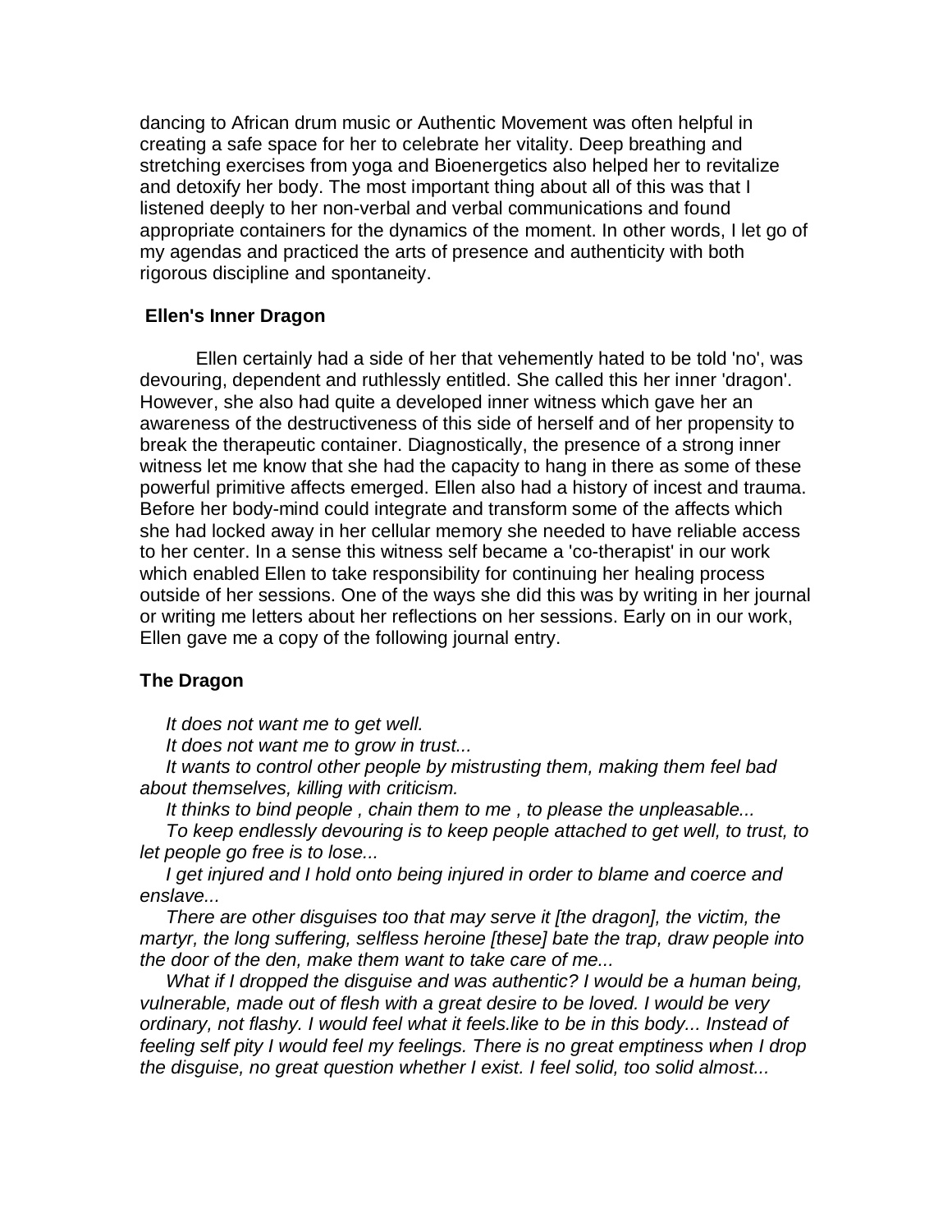dancing to African drum music or Authentic Movement was often helpful in creating a safe space for her to celebrate her vitality. Deep breathing and stretching exercises from yoga and Bioenergetics also helped her to revitalize and detoxify her body. The most important thing about all of this was that I listened deeply to her non-verbal and verbal communications and found appropriate containers for the dynamics of the moment. In other words, I let go of my agendas and practiced the arts of presence and authenticity with both rigorous discipline and spontaneity.

### Ellen's Inner Dragon

Ellen certainly had a side of her that vehemently hated to be told 'no', was devouring, dependent and ruthlessly entitled. She called this her inner 'dragon'. However, she also had quite a developed inner witness which gave her an awareness of the destructiveness of this side of herself and of her propensity to break the therapeutic container. Diagnostically, the presence of a strong inner witness let me know that she had the capacity to hang in there as some of these powerful primitive affects emerged. Ellen also had a history of incest and trauma. Before her body-mind could integrate and transform some of the affects which she had locked away in her cellular memory she needed to have reliable access to her center. In a sense this witness self became a 'co-therapist' in our work which enabled Ellen to take responsibility for continuing her healing process outside of her sessions. One of the ways she did this was by writing in her journal or writing me letters about her reflections on her sessions. Early on in our work, Ellen gave me a copy of the following journal entry.

### The Dragon

*It does not want me to get well.*

*It does not want me to grow in trust...*

*It wants to control other people by mistrusting them, making them feel bad about themselves, killing with criticism.*

*It thinks to bind people , chain them to me , to please the unpleasable...*

*To keep endlessly devouring is to keep people attached to get well, to trust, to let people go free is to lose...*

*I get injured and I hold onto being injured in order to blame and coerce and enslave...*

*There are other disguises too that may serve it [the dragon], the victim, the martyr, the long suffering, selfless heroine [these] bate the trap, draw people into the door of the den, make them want to take care of me...*

*What if I dropped the disguise and was authentic? I would be a human being, vulnerable, made out of flesh with a great desire to be loved. I would be very ordinary, not flashy. I would feel what it feels.like to be in this body... Instead of feeling self pity I would feel my feelings. There is no great emptiness when I drop the disguise, no great question whether I exist. I feel solid, too solid almost...*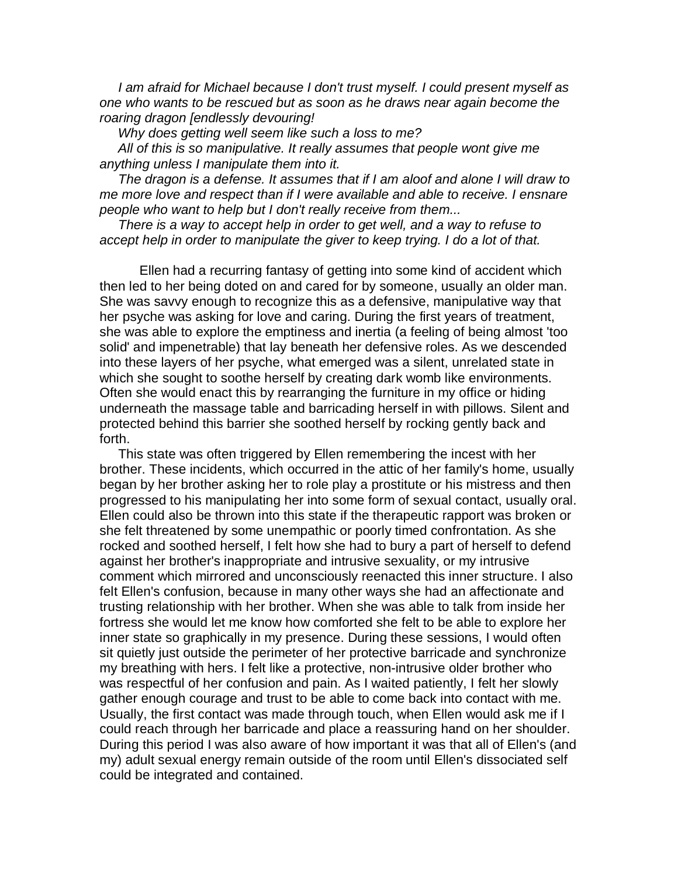*I am afraid for Michael because I don't trust myself. I could present myself as one who wants to be rescued but as soon as he draws near again become the roaring dragon [endlessly devouring!*

*Why does getting well seem like such a loss to me?*

*All of this is so manipulative. It really assumes that people wont give me anything unless I manipulate them into it.*

*The dragon is a defense. It assumes that if I am aloof and alone I will draw to me more love and respect than if I were available and able to receive. I ensnare people who want to help but I don't really receive from them...*

*There is a way to accept help in order to get well, and a way to refuse to accept help in order to manipulate the giver to keep trying. I do a lot of that.*

Ellen had a recurring fantasy of getting into some kind of accident which then led to her being doted on and cared for by someone, usually an older man. She was savvy enough to recognize this as a defensive, manipulative way that her psyche was asking for love and caring. During the first years of treatment, she was able to explore the emptiness and inertia (a feeling of being almost 'too solid' and impenetrable) that lay beneath her defensive roles. As we descended into these layers of her psyche, what emerged was a silent, unrelated state in which she sought to soothe herself by creating dark womb like environments. Often she would enact this by rearranging the furniture in my office or hiding underneath the massage table and barricading herself in with pillows. Silent and protected behind this barrier she soothed herself by rocking gently back and forth.

This state was often triggered by Ellen remembering the incest with her brother. These incidents, which occurred in the attic of her family's home, usually began by her brother asking her to role play a prostitute or his mistress and then progressed to his manipulating her into some form of sexual contact, usually oral. Ellen could also be thrown into this state if the therapeutic rapport was broken or she felt threatened by some unempathic or poorly timed confrontation. As she rocked and soothed herself, I felt how she had to bury a part of herself to defend against her brother's inappropriate and intrusive sexuality, or my intrusive comment which mirrored and unconsciously reenacted this inner structure. I also felt Ellen's confusion, because in many other ways she had an affectionate and trusting relationship with her brother. When she was able to talk from inside her fortress she would let me know how comforted she felt to be able to explore her inner state so graphically in my presence. During these sessions, I would often sit quietly just outside the perimeter of her protective barricade and synchronize my breathing with hers. I felt like a protective, non-intrusive older brother who was respectful of her confusion and pain. As I waited patiently, I felt her slowly gather enough courage and trust to be able to come back into contact with me. Usually, the first contact was made through touch, when Ellen would ask me if I could reach through her barricade and place a reassuring hand on her shoulder. During this period I was also aware of how important it was that all of Ellen's (and my) adult sexual energy remain outside of the room until Ellen's dissociated self could be integrated and contained.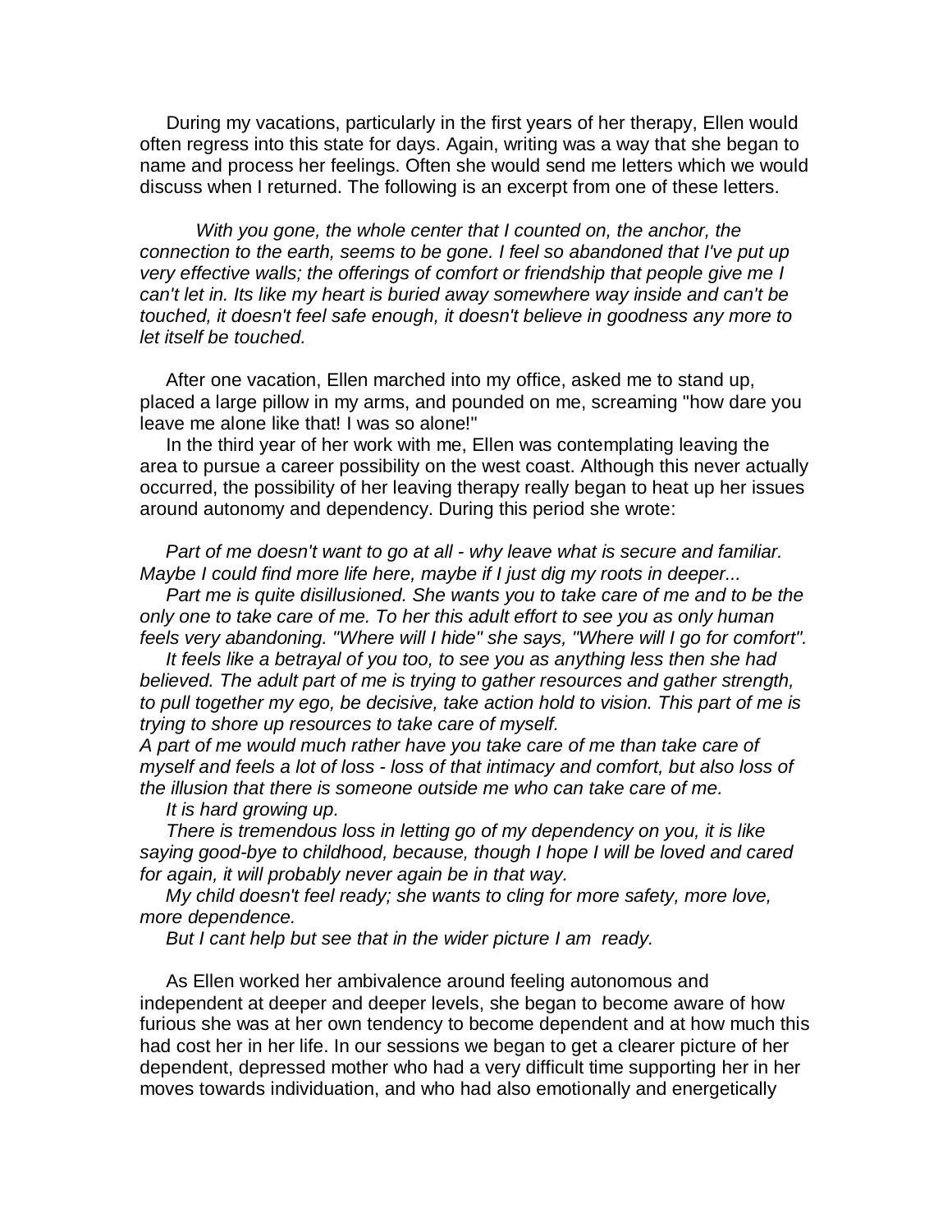During my vacations, particularly in the first years of her therapy, Ellen would often regress into this state for days. Again, writing was a way that she began to name and process her feelings. Often she would send me letters which we would discuss when I returned. The following is an excerpt from one of these letters.

*With you gone, the whole center that I counted on, the anchor, the connection to the earth, seems to be gone. I feel so abandoned that I've put up very effective walls; the offerings of comfort or friendship that people give me I can't let in. Its like my heart is buried away somewhere way inside and can't be touched, it doesn't feel safe enough, it doesn't believe in goodness any more to let itself be touched.*

After one vacation, Ellen marched into my office, asked me to stand up, placed a large pillow in my arms, and pounded on me, screaming "how dare you leave me alone like that! I was so alone!"

In the third year of her work with me, Ellen was contemplating leaving the area to pursue a career possibility on the west coast. Although this never actually occurred, the possibility of her leaving therapy really began to heat up her issues around autonomy and dependency. During this period she wrote:

*Part of me doesn't want to go at all - why leave what is secure and familiar. Maybe I could find more life here, maybe if I just dig my roots in deeper...*

*Part me is quite disillusioned. She wants you to take care of me and to be the only one to take care of me. To her this adult effort to see you as only human feels very abandoning. "Where will I hide" she says, "Where will I go for comfort".*

*It feels like a betrayal of you too, to see you as anything less then she had believed. The adult part of me is trying to gather resources and gather strength, to pull together my ego, be decisive, take action hold to vision. This part of me is trying to shore up resources to take care of myself.*

*A part of me would much rather have you take care of me than take care of myself and feels a lot of loss - loss of that intimacy and comfort, but also loss of the illusion that there is someone outside me who can take care of me.*

*It is hard growing up.*

*There is tremendous loss in letting go of my dependency on you, it is like saying good-bye to childhood, because, though I hope I will be loved and cared for again, it will probably never again be in that way.*

*My child doesn't feel ready; she wants to cling for more safety, more love, more dependence.*

*But I cant help but see that in the wider picture I am ready.*

As Ellen worked her ambivalence around feeling autonomous and independent at deeper and deeper levels, she began to become aware of how furious she was at her own tendency to become dependent and at how much this had cost her in her life. In our sessions we began to get a clearer picture of her dependent, depressed mother who had a very difficult time supporting her in her moves towards individuation, and who had also emotionally and energetically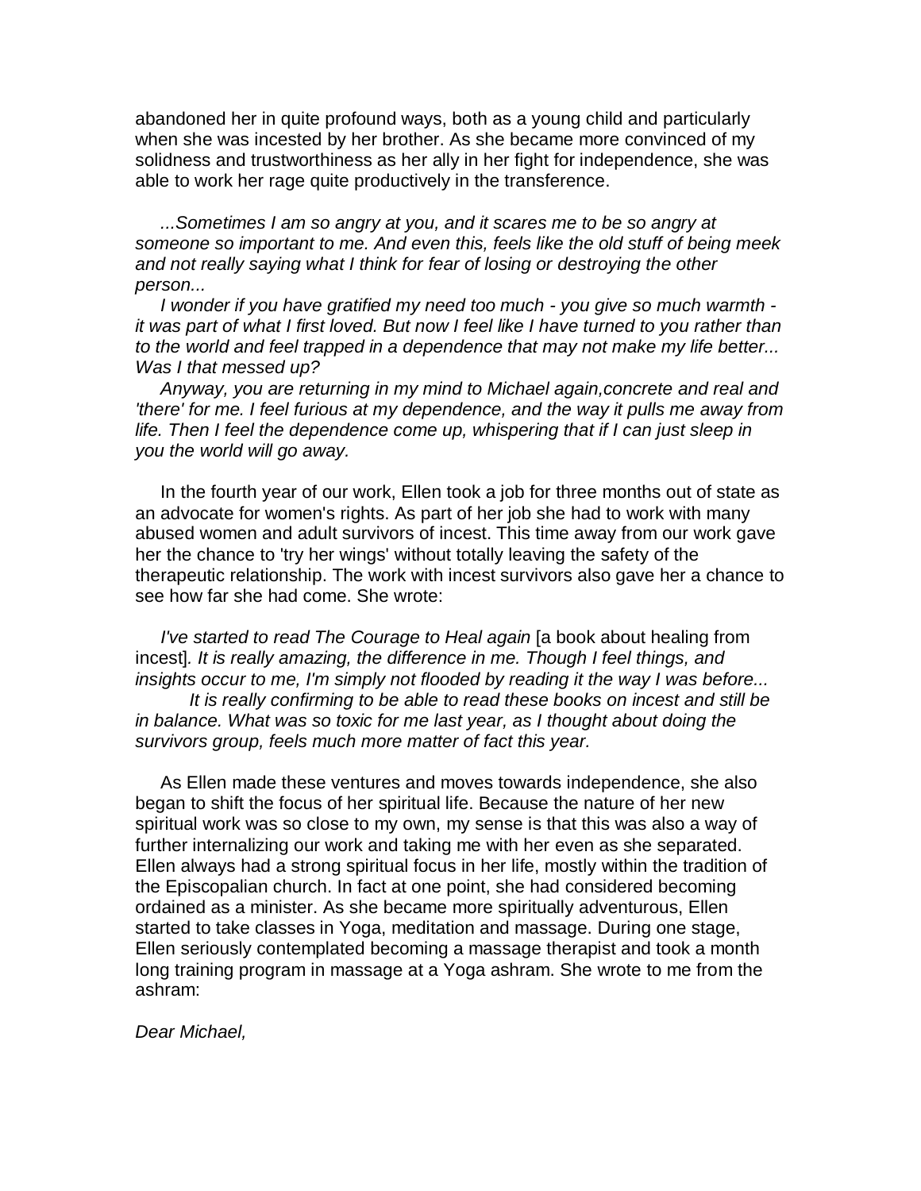abandoned her in quite profound ways, both as a young child and particularly when she was incested by her brother. As she became more convinced of my solidness and trustworthiness as her ally in her fight for independence, she was able to work her rage quite productively in the transference.

*...Sometimes I am so angry at you, and it scares me to be so angry at someone so important to me. And even this, feels like the old stuff of being meek and not really saying what I think for fear of losing or destroying the other person...*

*I wonder if you have gratified my need too much - you give so much warmth - it was part of what I first loved. But now I feel like I have turned to you rather than to the world and feel trapped in a dependence that may not make my life better... Was I that messed up?*

*Anyway, you are returning in my mind to Michael again,concrete and real and 'there' for me. I feel furious at my dependence, and the way it pulls me away from life. Then I feel the dependence come up, whispering that if I can just sleep in you the world will go away.*

In the fourth year of our work, Ellen took a job for three months out of state as an advocate for women's rights. As part of her job she had to work with many abused women and adult survivors of incest. This time away from our work gave her the chance to 'try her wings' without totally leaving the safety of the therapeutic relationship. The work with incest survivors also gave her a chance to see how far she had come. She wrote:

*I've started to read The Courage to Heal again* [a book about healing from incest]*. It is really amazing, the difference in me. Though I feel things, and insights occur to me, I'm simply not flooded by reading it the way I was before...*

*It is really confirming to be able to read these books on incest and still be in balance. What was so toxic for me last year, as I thought about doing the survivors group, feels much more matter of fact this year.*

As Ellen made these ventures and moves towards independence, she also began to shift the focus of her spiritual life. Because the nature of her new spiritual work was so close to my own, my sense is that this was also a way of further internalizing our work and taking me with her even as she separated. Ellen always had a strong spiritual focus in her life, mostly within the tradition of the Episcopalian church. In fact at one point, she had considered becoming ordained as a minister. As she became more spiritually adventurous, Ellen started to take classes in Yoga, meditation and massage. During one stage, Ellen seriously contemplated becoming a massage therapist and took a month long training program in massage at a Yoga ashram. She wrote to me from the ashram:

*Dear Michael,*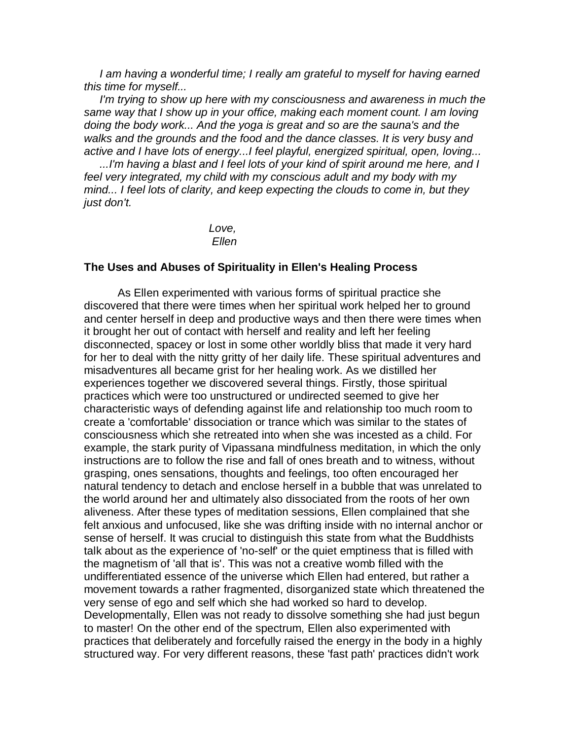*I am having a wonderful time; I really am grateful to myself for having earned this time for myself...*

*I'm trying to show up here with my consciousness and awareness in much the same way that I show up in your office, making each moment count. I am loving doing the body work... And the yoga is great and so are the sauna's and the walks and the grounds and the food and the dance classes. It is very busy and active and I have lots of energy...I feel playful, energized spiritual, open, loving...*

*...I'm having a blast and I feel lots of your kind of spirit around me here, and I feel very integrated, my child with my conscious adult and my body with my mind... I feel lots of clarity, and keep expecting the clouds to come in, but they just don't.*

*Love,*
*Ellen*

**The Uses and Abuses of Spirituality in Ellen's Healing Process**

As Ellen experimented with various forms of spiritual practice she discovered that there were times when her spiritual work helped her to ground and center herself in deep and productive ways and then there were times when it brought her out of contact with herself and reality and left her feeling disconnected, spacey or lost in some other worldly bliss that made it very hard for her to deal with the nitty gritty of her daily life. These spiritual adventures and misadventures all became grist for her healing work. As we distilled her experiences together we discovered several things. Firstly, those spiritual practices which were too unstructured or undirected seemed to give her characteristic ways of defending against life and relationship too much room to create a 'comfortable' dissociation or trance which was similar to the states of consciousness which she retreated into when she was incested as a child. For example, the stark purity of Vipassana mindfulness meditation, in which the only instructions are to follow the rise and fall of ones breath and to witness, without grasping, ones sensations, thoughts and feelings, too often encouraged her natural tendency to detach and enclose herself in a bubble that was unrelated to the world around her and ultimately also dissociated from the roots of her own aliveness. After these types of meditation sessions, Ellen complained that she felt anxious and unfocused, like she was drifting inside with no internal anchor or sense of herself. It was crucial to distinguish this state from what the Buddhists talk about as the experience of 'no-self' or the quiet emptiness that is filled with the magnetism of 'all that is'. This was not a creative womb filled with the undifferentiated essence of the universe which Ellen had entered, but rather a movement towards a rather fragmented, disorganized state which threatened the very sense of ego and self which she had worked so hard to develop. Developmentally, Ellen was not ready to dissolve something she had just begun to master! On the other end of the spectrum, Ellen also experimented with practices that deliberately and forcefully raised the energy in the body in a highly structured way. For very different reasons, these 'fast path' practices didn't work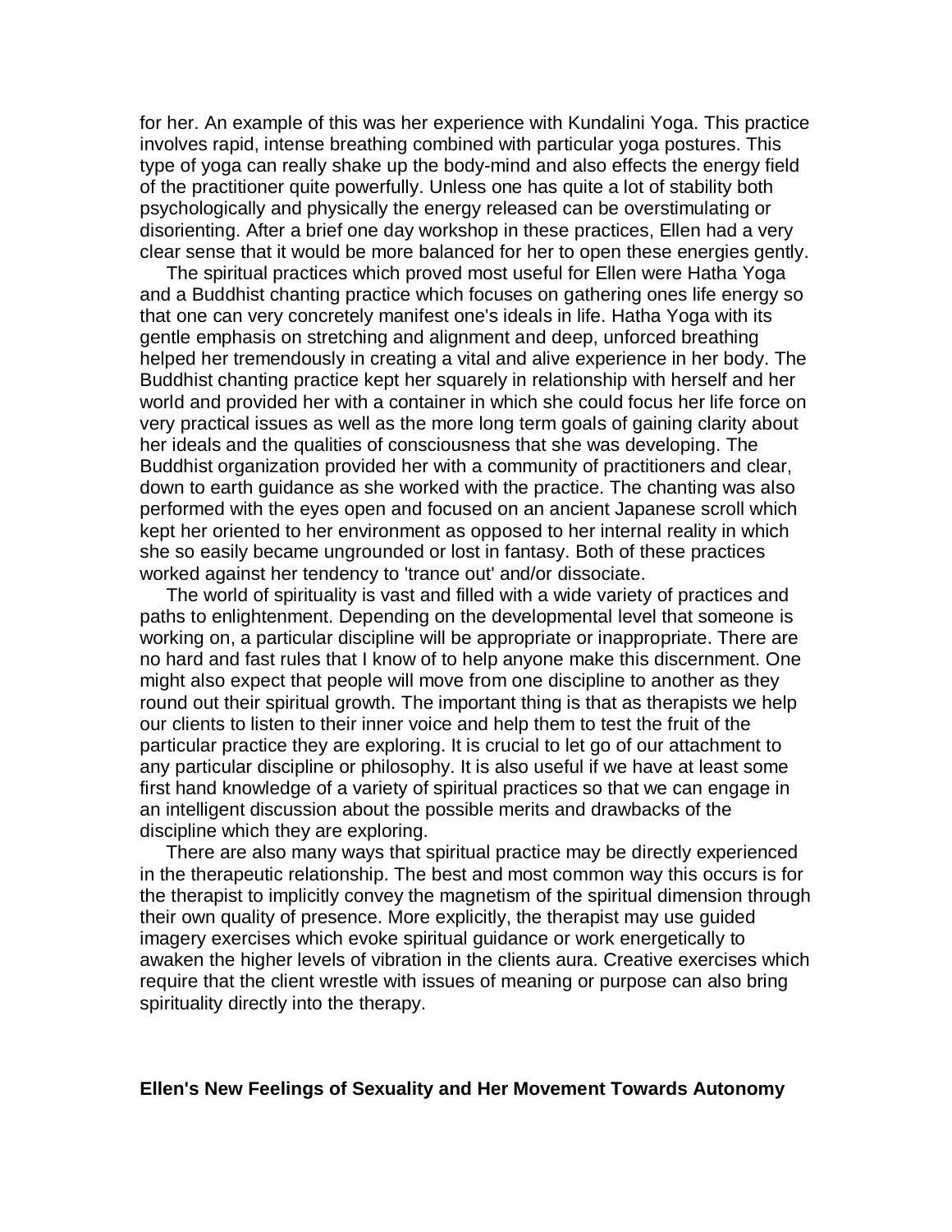for her. An example of this was her experience with Kundalini Yoga. This practice involves rapid, intense breathing combined with particular yoga postures. This type of yoga can really shake up the body-mind and also effects the energy field of the practitioner quite powerfully. Unless one has quite a lot of stability both psychologically and physically the energy released can be overstimulating or disorienting. After a brief one day workshop in these practices, Ellen had a very clear sense that it would be more balanced for her to open these energies gently.

The spiritual practices which proved most useful for Ellen were Hatha Yoga and a Buddhist chanting practice which focuses on gathering ones life energy so that one can very concretely manifest one's ideals in life. Hatha Yoga with its gentle emphasis on stretching and alignment and deep, unforced breathing helped her tremendously in creating a vital and alive experience in her body. The Buddhist chanting practice kept her squarely in relationship with herself and her world and provided her with a container in which she could focus her life force on very practical issues as well as the more long term goals of gaining clarity about her ideals and the qualities of consciousness that she was developing. The Buddhist organization provided her with a community of practitioners and clear, down to earth guidance as she worked with the practice. The chanting was also performed with the eyes open and focused on an ancient Japanese scroll which kept her oriented to her environment as opposed to her internal reality in which she so easily became ungrounded or lost in fantasy. Both of these practices worked against her tendency to 'trance out' and/or dissociate.

The world of spirituality is vast and filled with a wide variety of practices and paths to enlightenment. Depending on the developmental level that someone is working on, a particular discipline will be appropriate or inappropriate. There are no hard and fast rules that I know of to help anyone make this discernment. One might also expect that people will move from one discipline to another as they round out their spiritual growth. The important thing is that as therapists we help our clients to listen to their inner voice and help them to test the fruit of the particular practice they are exploring. It is crucial to let go of our attachment to any particular discipline or philosophy. It is also useful if we have at least some first hand knowledge of a variety of spiritual practices so that we can engage in an intelligent discussion about the possible merits and drawbacks of the discipline which they are exploring.

There are also many ways that spiritual practice may be directly experienced in the therapeutic relationship. The best and most common way this occurs is for the therapist to implicitly convey the magnetism of the spiritual dimension through their own quality of presence. More explicitly, the therapist may use guided imagery exercises which evoke spiritual guidance or work energetically to awaken the higher levels of vibration in the clients aura. Creative exercises which require that the client wrestle with issues of meaning or purpose can also bring spirituality directly into the therapy.

**Ellen's New Feelings of Sexuality and Her Movement Towards Autonomy**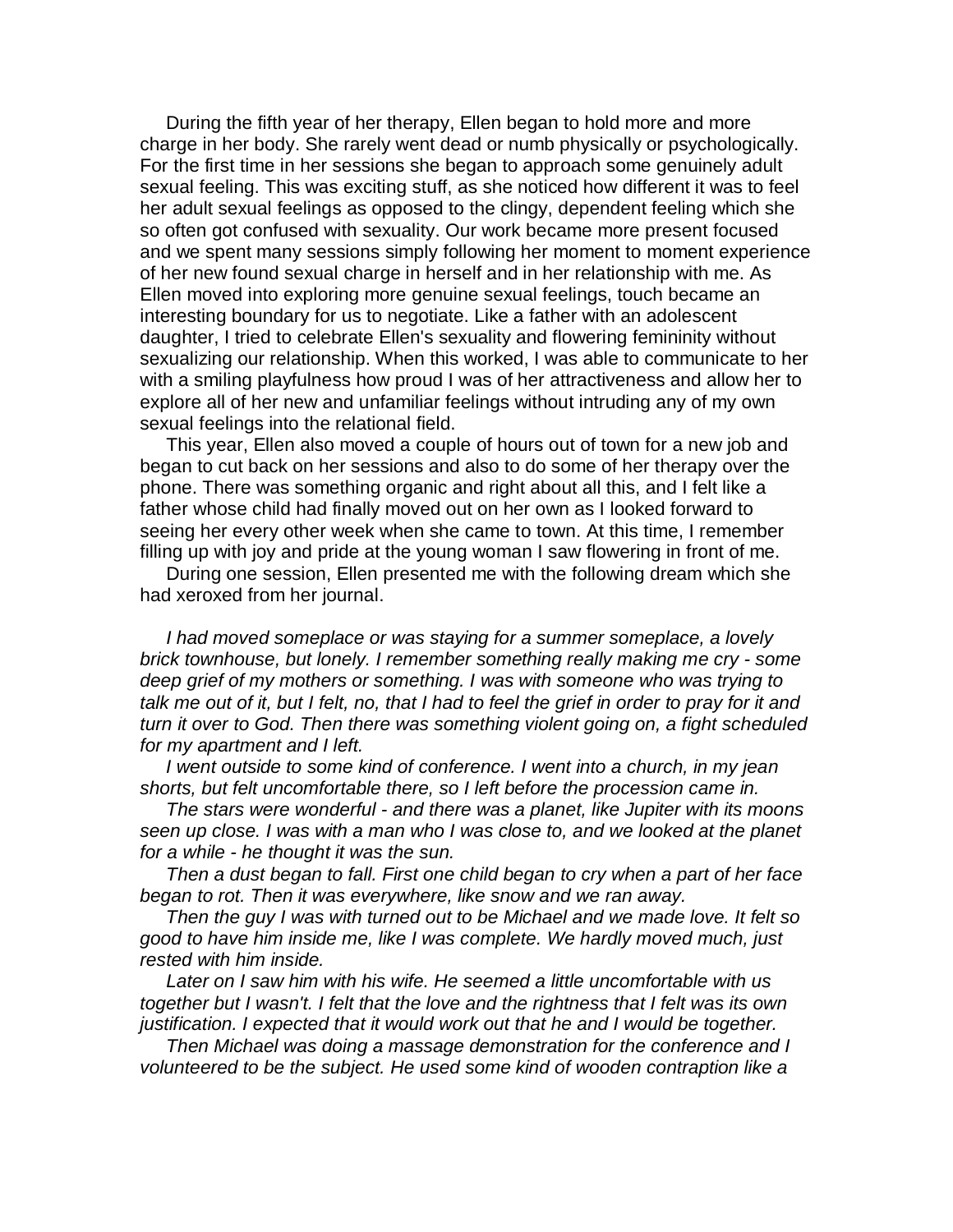During the fifth year of her therapy, Ellen began to hold more and more charge in her body. She rarely went dead or numb physically or psychologically. For the first time in her sessions she began to approach some genuinely adult sexual feeling. This was exciting stuff, as she noticed how different it was to feel her adult sexual feelings as opposed to the clingy, dependent feeling which she so often got confused with sexuality. Our work became more present focused and we spent many sessions simply following her moment to moment experience of her new found sexual charge in herself and in her relationship with me. As Ellen moved into exploring more genuine sexual feelings, touch became an interesting boundary for us to negotiate. Like a father with an adolescent daughter, I tried to celebrate Ellen's sexuality and flowering femininity without sexualizing our relationship. When this worked, I was able to communicate to her with a smiling playfulness how proud I was of her attractiveness and allow her to explore all of her new and unfamiliar feelings without intruding any of my own sexual feelings into the relational field.

This year, Ellen also moved a couple of hours out of town for a new job and began to cut back on her sessions and also to do some of her therapy over the phone. There was something organic and right about all this, and I felt like a father whose child had finally moved out on her own as I looked forward to seeing her every other week when she came to town. At this time, I remember filling up with joy and pride at the young woman I saw flowering in front of me.

During one session, Ellen presented me with the following dream which she had xeroxed from her journal.

*I had moved someplace or was staying for a summer someplace, a lovely brick townhouse, but lonely. I remember something really making me cry - some deep grief of my mothers or something. I was with someone who was trying to talk me out of it, but I felt, no, that I had to feel the grief in order to pray for it and turn it over to God. Then there was something violent going on, a fight scheduled for my apartment and I left.*

*I went outside to some kind of conference. I went into a church, in my jean shorts, but felt uncomfortable there, so I left before the procession came in.*

*The stars were wonderful - and there was a planet, like Jupiter with its moons seen up close. I was with a man who I was close to, and we looked at the planet for a while - he thought it was the sun.*

*Then a dust began to fall. First one child began to cry when a part of her face began to rot. Then it was everywhere, like snow and we ran away.*

*Then the guy I was with turned out to be Michael and we made love. It felt so good to have him inside me, like I was complete. We hardly moved much, just rested with him inside.*

*Later on I saw him with his wife. He seemed a little uncomfortable with us together but I wasn't. I felt that the love and the rightness that I felt was its own justification. I expected that it would work out that he and I would be together.*

*Then Michael was doing a massage demonstration for the conference and I volunteered to be the subject. He used some kind of wooden contraption like a*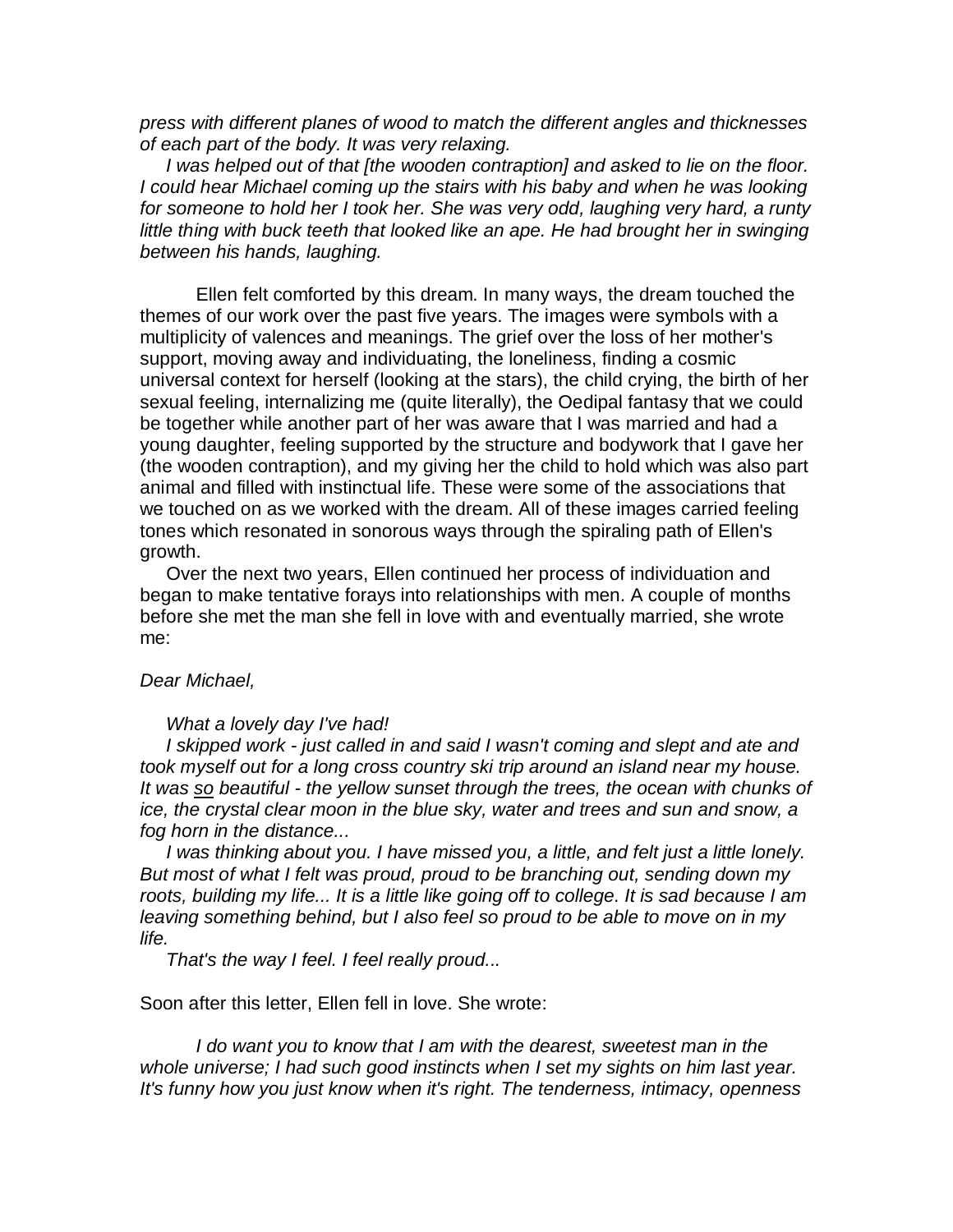*press with different planes of wood to match the different angles and thicknesses of each part of the body. It was very relaxing.*

*I was helped out of that [the wooden contraption] and asked to lie on the floor. I could hear Michael coming up the stairs with his baby and when he was looking for someone to hold her I took her. She was very odd, laughing very hard, a runty little thing with buck teeth that looked like an ape. He had brought her in swinging between his hands, laughing.*

Ellen felt comforted by this dream. In many ways, the dream touched the themes of our work over the past five years. The images were symbols with a multiplicity of valences and meanings. The grief over the loss of her mother's support, moving away and individuating, the loneliness, finding a cosmic universal context for herself (looking at the stars), the child crying, the birth of her sexual feeling, internalizing me (quite literally), the Oedipal fantasy that we could be together while another part of her was aware that I was married and had a young daughter, feeling supported by the structure and bodywork that I gave her (the wooden contraption), and my giving her the child to hold which was also part animal and filled with instinctual life. These were some of the associations that we touched on as we worked with the dream. All of these images carried feeling tones which resonated in sonorous ways through the spiraling path of Ellen's growth.

Over the next two years, Ellen continued her process of individuation and began to make tentative forays into relationships with men. A couple of months before she met the man she fell in love with and eventually married, she wrote me:

*Dear Michael,*

*What a lovely day I've had!*

*I skipped work - just called in and said I wasn't coming and slept and ate and took myself out for a long cross country ski trip around an island near my house. It was so beautiful - the yellow sunset through the trees, the ocean with chunks of ice, the crystal clear moon in the blue sky, water and trees and sun and snow, a fog horn in the distance...*

*I was thinking about you. I have missed you, a little, and felt just a little lonely. But most of what I felt was proud, proud to be branching out, sending down my roots, building my life... It is a little like going off to college. It is sad because I am leaving something behind, but I also feel so proud to be able to move on in my life.*

*That's the way I feel. I feel really proud...*

Soon after this letter, Ellen fell in love. She wrote:

*I do want you to know that I am with the dearest, sweetest man in the whole universe; I had such good instincts when I set my sights on him last year. It's funny how you just know when it's right. The tenderness, intimacy, openness*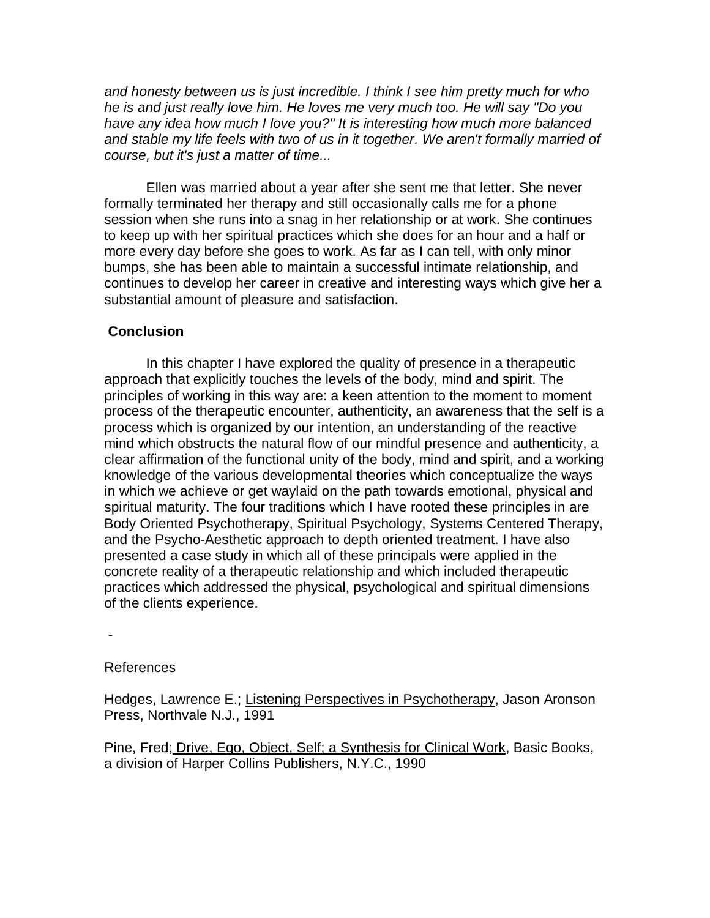*and honesty between us is just incredible. I think I see him pretty much for who he is and just really love him. He loves me very much too. He will say "Do you have any idea how much I love you?" It is interesting how much more balanced and stable my life feels with two of us in it together. We aren't formally married of course, but it's just a matter of time...*

Ellen was married about a year after she sent me that letter. She never formally terminated her therapy and still occasionally calls me for a phone session when she runs into a snag in her relationship or at work. She continues to keep up with her spiritual practices which she does for an hour and a half or more every day before she goes to work. As far as I can tell, with only minor bumps, she has been able to maintain a successful intimate relationship, and continues to develop her career in creative and interesting ways which give her a substantial amount of pleasure and satisfaction.

**Conclusion**

In this chapter I have explored the quality of presence in a therapeutic approach that explicitly touches the levels of the body, mind and spirit. The principles of working in this way are: a keen attention to the moment to moment process of the therapeutic encounter, authenticity, an awareness that the self is a process which is organized by our intention, an understanding of the reactive mind which obstructs the natural flow of our mindful presence and authenticity, a clear affirmation of the functional unity of the body, mind and spirit, and a working knowledge of the various developmental theories which conceptualize the ways in which we achieve or get waylaid on the path towards emotional, physical and spiritual maturity. The four traditions which I have rooted these principles in are Body Oriented Psychotherapy, Spiritual Psychology, Systems Centered Therapy, and the Psycho-Aesthetic approach to depth oriented treatment. I have also presented a case study in which all of these principals were applied in the concrete reality of a therapeutic relationship and which included therapeutic practices which addressed the physical, psychological and spiritual dimensions of the clients experience.

-

References

Hedges, Lawrence E.; Listening Perspectives in Psychotherapy, Jason Aronson Press, Northvale N.J., 1991

Pine, Fred; Drive, Ego, Object, Self; a Synthesis for Clinical Work, Basic Books, a division of Harper Collins Publishers, N.Y.C., 1990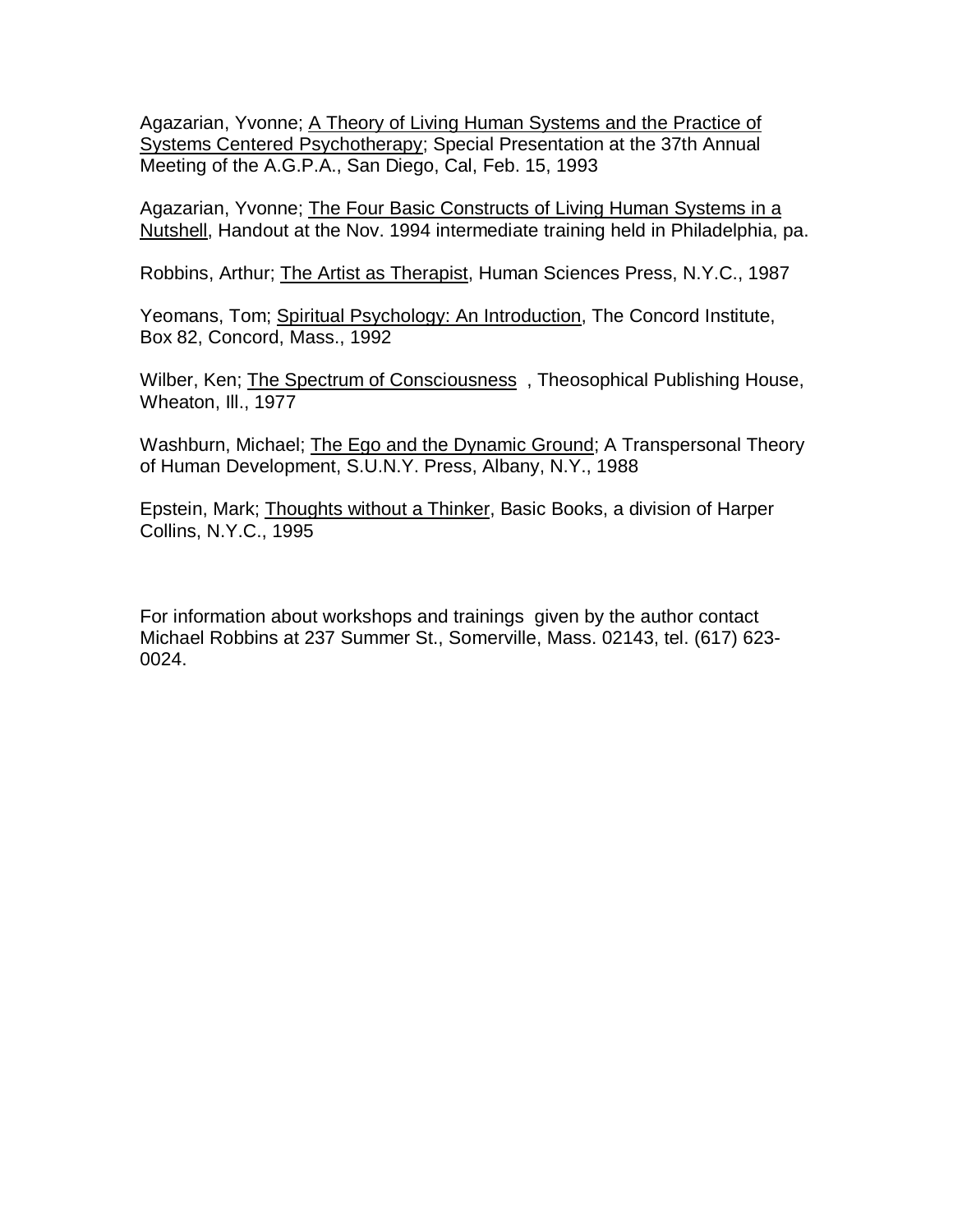Agazarian, Yvonne; <u>A Theory of Living Human Systems and the Practice of Systems Centered Psychotherapy</u>; Special Presentation at the 37th Annual Meeting of the A.G.P.A., San Diego, Cal, Feb. 15, 1993

Agazarian, Yvonne; <u>The Four Basic Constructs of Living Human Systems in a Nutshell</u>, Handout at the Nov. 1994 intermediate training held in Philadelphia, pa.

Robbins, Arthur; <u>The Artist as Therapist</u>, Human Sciences Press, N.Y.C., 1987

Yeomans, Tom; <u>Spiritual Psychology: An Introduction</u>, The Concord Institute, Box 82, Concord, Mass., 1992

Wilber, Ken; <u>The Spectrum of Consciousness</u> , Theosophical Publishing House, Wheaton, Ill., 1977

Washburn, Michael; <u>The Ego and the Dynamic Ground</u>; A Transpersonal Theory of Human Development, S.U.N.Y. Press, Albany, N.Y., 1988

Epstein, Mark; <u>Thoughts without a Thinker</u>, Basic Books, a division of Harper Collins, N.Y.C., 1995

For information about workshops and trainings given by the author contact Michael Robbins at 237 Summer St., Somerville, Mass. 02143, tel. (617) 623-0024.